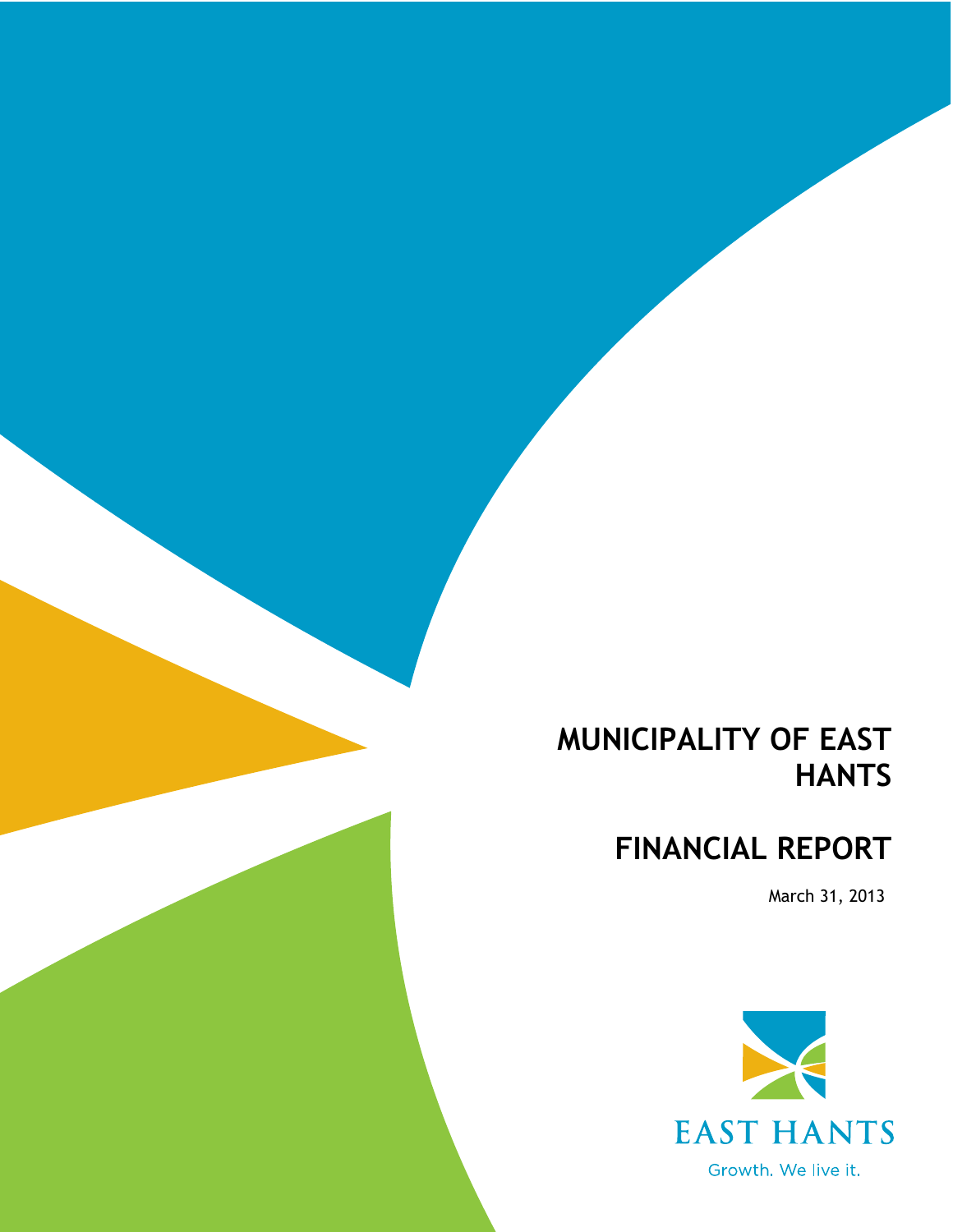# MUNICIPALITY OF EAST HANTS

# FINANCIAL REPORT

March 31, 2013

EAST HANTS

Growth. We live it.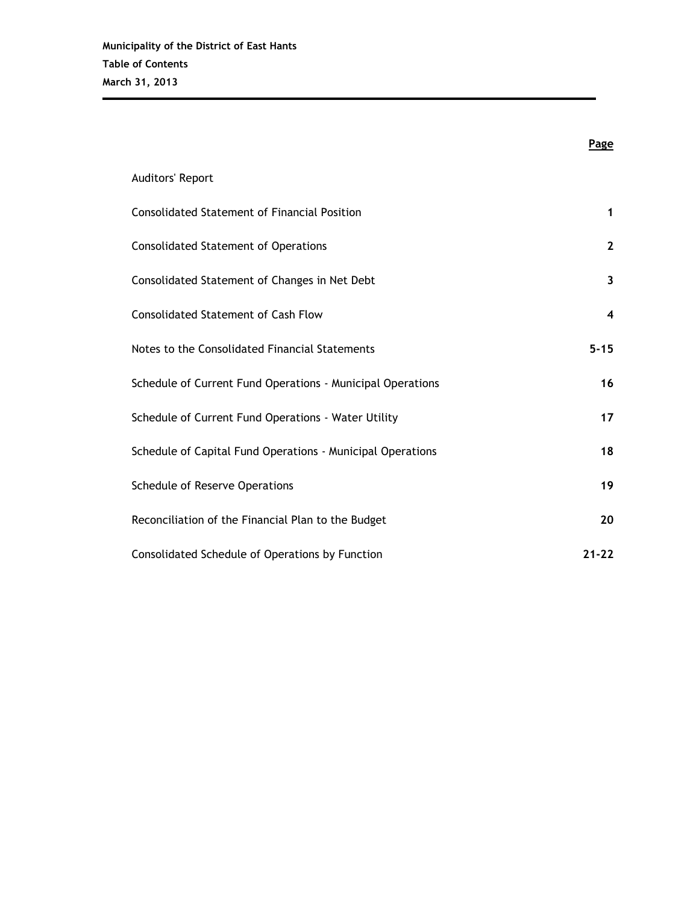**Municipality of the District of East Hants**

**Table of Contents**

**March 31, 2013**

| | Page |
|---|---|
| Auditors' Report | |
| Consolidated Statement of Financial Position | 1 |
| Consolidated Statement of Operations | 2 |
| Consolidated Statement of Changes in Net Debt | 3 |
| Consolidated Statement of Cash Flow | 4 |
| Notes to the Consolidated Financial Statements | 5-15 |
| Schedule of Current Fund Operations - Municipal Operations | 16 |
| Schedule of Current Fund Operations - Water Utility | 17 |
| Schedule of Capital Fund Operations - Municipal Operations | 18 |
| Schedule of Reserve Operations | 19 |
| Reconciliation of the Financial Plan to the Budget | 20 |
| Consolidated Schedule of Operations by Function | 21-22 |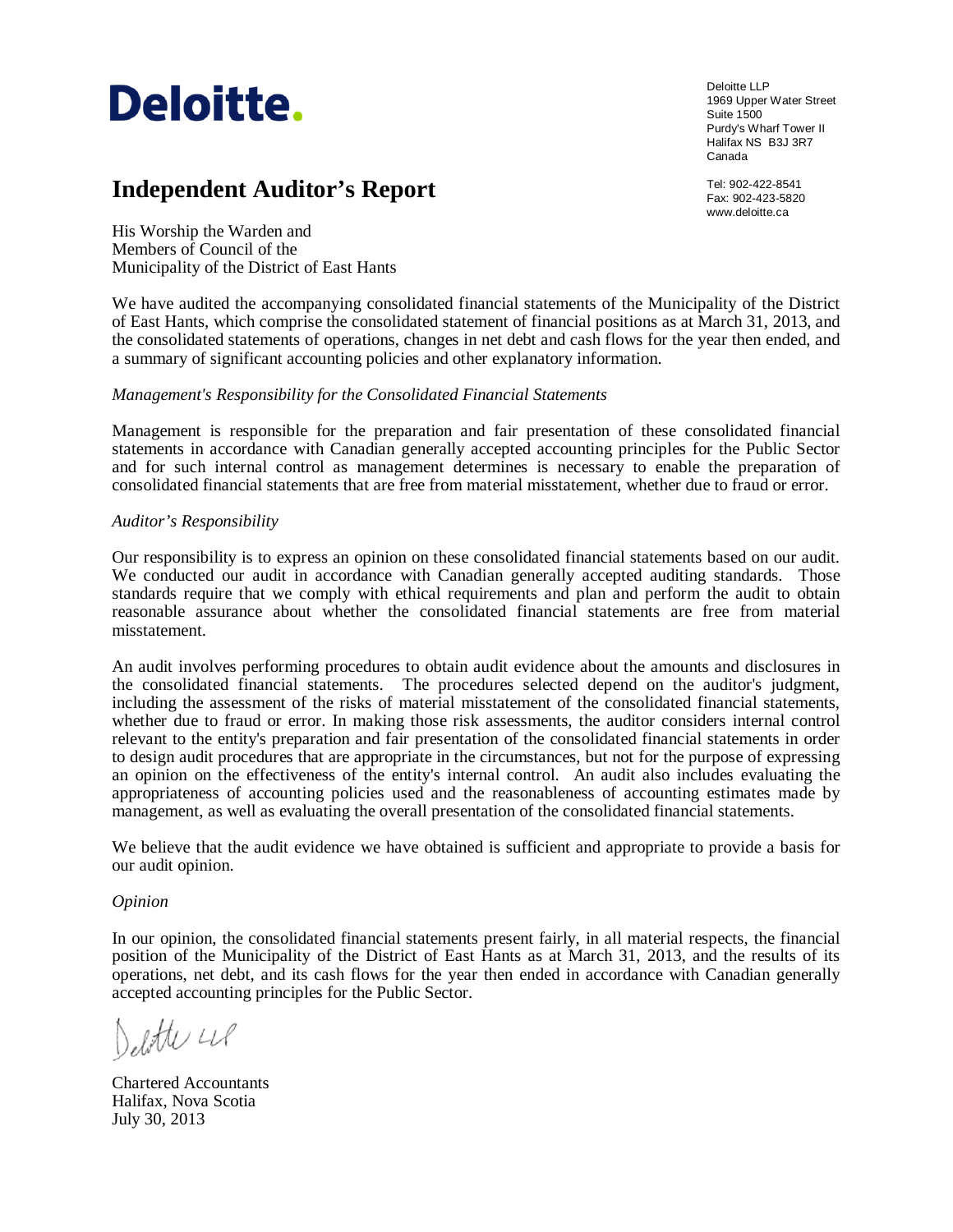Deloitte.

Deloitte LLP
1969 Upper Water Street
Suite 1500
Purdy's Wharf Tower II
Halifax NS B3J 3R7
Canada

Tel: 902-422-8541
Fax: 902-423-5820
www.deloitte.ca

# Independent Auditor's Report

His Worship the Warden and
Members of Council of the
Municipality of the District of East Hants

We have audited the accompanying consolidated financial statements of the Municipality of the District of East Hants, which comprise the consolidated statement of financial positions as at March 31, 2013, and the consolidated statements of operations, changes in net debt and cash flows for the year then ended, and a summary of significant accounting policies and other explanatory information.

*Management's Responsibility for the Consolidated Financial Statements*

Management is responsible for the preparation and fair presentation of these consolidated financial statements in accordance with Canadian generally accepted accounting principles for the Public Sector and for such internal control as management determines is necessary to enable the preparation of consolidated financial statements that are free from material misstatement, whether due to fraud or error.

*Auditor's Responsibility*

Our responsibility is to express an opinion on these consolidated financial statements based on our audit. We conducted our audit in accordance with Canadian generally accepted auditing standards. Those standards require that we comply with ethical requirements and plan and perform the audit to obtain reasonable assurance about whether the consolidated financial statements are free from material misstatement.

An audit involves performing procedures to obtain audit evidence about the amounts and disclosures in the consolidated financial statements. The procedures selected depend on the auditor's judgment, including the assessment of the risks of material misstatement of the consolidated financial statements, whether due to fraud or error. In making those risk assessments, the auditor considers internal control relevant to the entity's preparation and fair presentation of the consolidated financial statements in order to design audit procedures that are appropriate in the circumstances, but not for the purpose of expressing an opinion on the effectiveness of the entity's internal control. An audit also includes evaluating the appropriateness of accounting policies used and the reasonableness of accounting estimates made by management, as well as evaluating the overall presentation of the consolidated financial statements.

We believe that the audit evidence we have obtained is sufficient and appropriate to provide a basis for our audit opinion.

*Opinion*

In our opinion, the consolidated financial statements present fairly, in all material respects, the financial position of the Municipality of the District of East Hants as at March 31, 2013, and the results of its operations, net debt, and its cash flows for the year then ended in accordance with Canadian generally accepted accounting principles for the Public Sector.

Deloitte LLP

Chartered Accountants
Halifax, Nova Scotia
July 30, 2013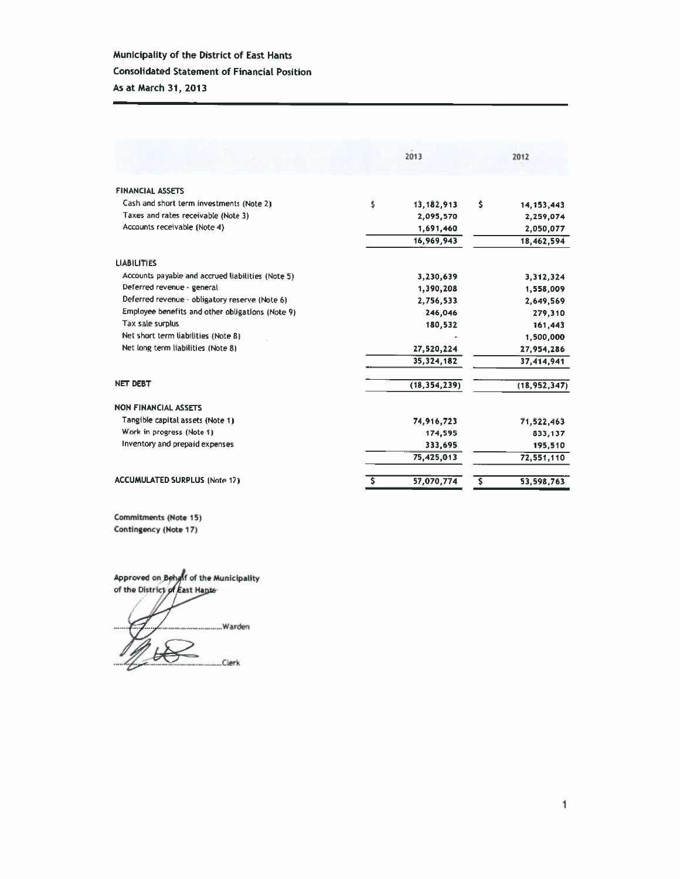**Municipality of the District of East Hants**

**Consolidated Statement of Financial Position**

**As at March 31, 2013**

| | 2013 | 2012 |
|---|---|---|
| **FINANCIAL ASSETS** | | |
| Cash and short term investments (Note 2) | $ 13,182,913 | $ 14,153,443 |
| Taxes and rates receivable (Note 3) | 2,095,570 | 2,259,074 |
| Accounts receivable (Note 4) | 1,691,460 | 2,050,077 |
| | 16,969,943 | 18,462,594 |
| **LIABILITIES** | | |
| Accounts payable and accrued liabilities (Note 5) | 3,230,639 | 3,312,324 |
| Deferred revenue - general | 1,390,208 | 1,558,009 |
| Deferred revenue - obligatory reserve (Note 6) | 2,756,533 | 2,649,569 |
| Employee benefits and other obligations (Note 9) | 246,046 | 279,310 |
| Tax sale surplus | 180,532 | 161,443 |
| Net short term liabilities (Note 8) | - | 1,500,000 |
| Net long term liabilities (Note 8) | 27,520,224 | 27,954,286 |
| | 35,324,182 | 37,414,941 |
| **NET DEBT** | (18,354,239) | (18,952,347) |
| **NON FINANCIAL ASSETS** | | |
| Tangible capital assets (Note 1) | 74,916,723 | 71,522,463 |
| Work in progress (Note 1) | 174,595 | 833,137 |
| Inventory and prepaid expenses | 333,695 | 195,510 |
| | 75,425,013 | 72,551,110 |
| **ACCUMULATED SURPLUS (Note 17)** | $ 57,070,774 | $ 53,598,763 |

**Commitments (Note 15)**
**Contingency (Note 17)**

**Approved on Behalf of the Municipality of the District of East Hants**

..................................................Warden

..................................................Clerk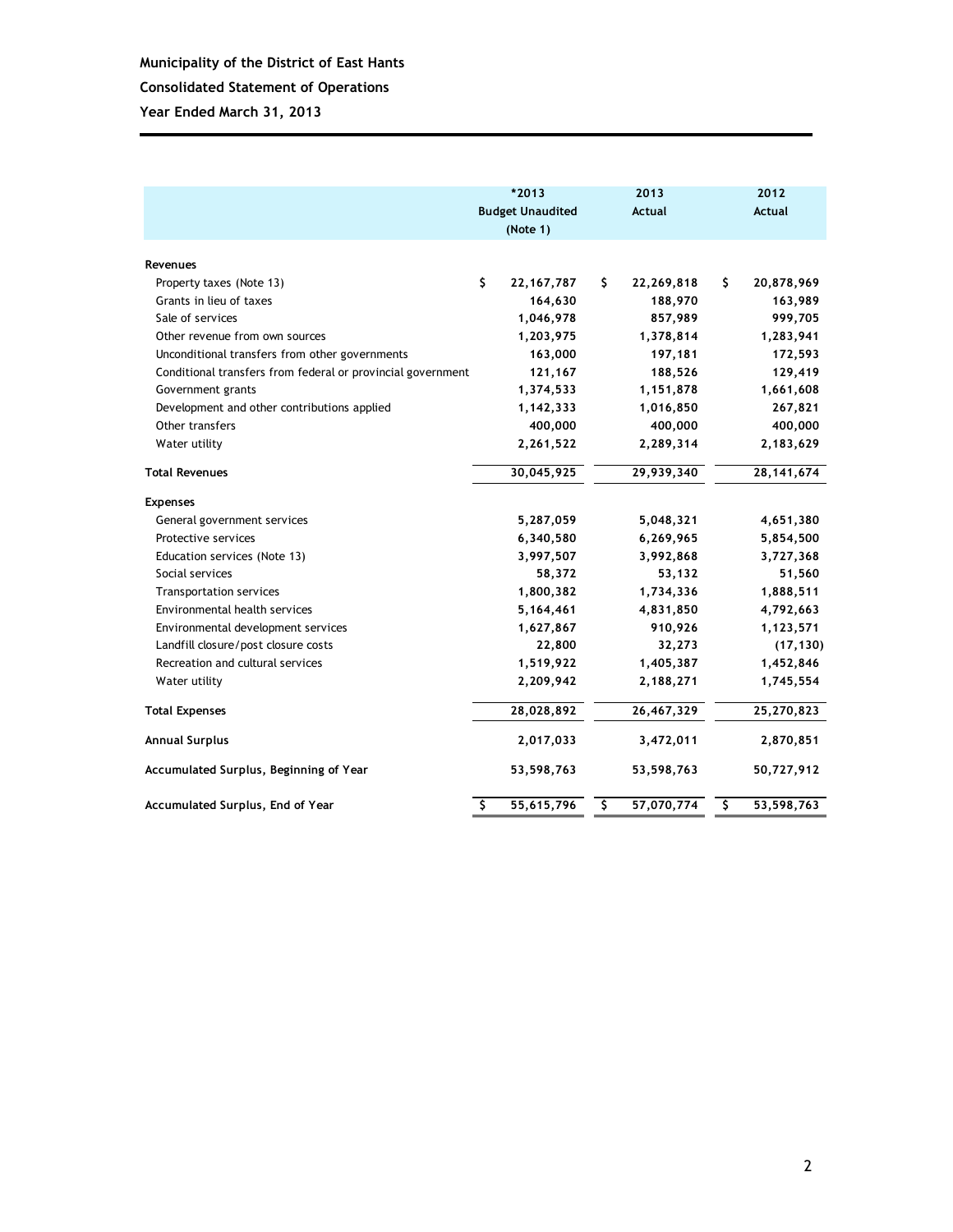**Municipality of the District of East Hants**

**Consolidated Statement of Operations**

**Year Ended March 31, 2013**

| | *2013 Budget Unaudited (Note 1) | 2013 Actual | 2012 Actual |
|---|---|---|---|
| **Revenues** | | | |
| Property taxes (Note 13) | $ 22,167,787 | $ 22,269,818 | $ 20,878,969 |
| Grants in lieu of taxes | 164,630 | 188,970 | 163,989 |
| Sale of services | 1,046,978 | 857,989 | 999,705 |
| Other revenue from own sources | 1,203,975 | 1,378,814 | 1,283,941 |
| Unconditional transfers from other governments | 163,000 | 197,181 | 172,593 |
| Conditional transfers from federal or provincial government | 121,167 | 188,526 | 129,419 |
| Government grants | 1,374,533 | 1,151,878 | 1,661,608 |
| Development and other contributions applied | 1,142,333 | 1,016,850 | 267,821 |
| Other transfers | 400,000 | 400,000 | 400,000 |
| Water utility | 2,261,522 | 2,289,314 | 2,183,629 |
| **Total Revenues** | 30,045,925 | 29,939,340 | 28,141,674 |
| **Expenses** | | | |
| General government services | 5,287,059 | 5,048,321 | 4,651,380 |
| Protective services | 6,340,580 | 6,269,965 | 5,854,500 |
| Education services (Note 13) | 3,997,507 | 3,992,868 | 3,727,368 |
| Social services | 58,372 | 53,132 | 51,560 |
| Transportation services | 1,800,382 | 1,734,336 | 1,888,511 |
| Environmental health services | 5,164,461 | 4,831,850 | 4,792,663 |
| Environmental development services | 1,627,867 | 910,926 | 1,123,571 |
| Landfill closure/post closure costs | 22,800 | 32,273 | (17,130) |
| Recreation and cultural services | 1,519,922 | 1,405,387 | 1,452,846 |
| Water utility | 2,209,942 | 2,188,271 | 1,745,554 |
| **Total Expenses** | 28,028,892 | 26,467,329 | 25,270,823 |
| **Annual Surplus** | 2,017,033 | 3,472,011 | 2,870,851 |
| **Accumulated Surplus, Beginning of Year** | 53,598,763 | 53,598,763 | 50,727,912 |
| **Accumulated Surplus, End of Year** | $ 55,615,796 | $ 57,070,774 | $ 53,598,763 |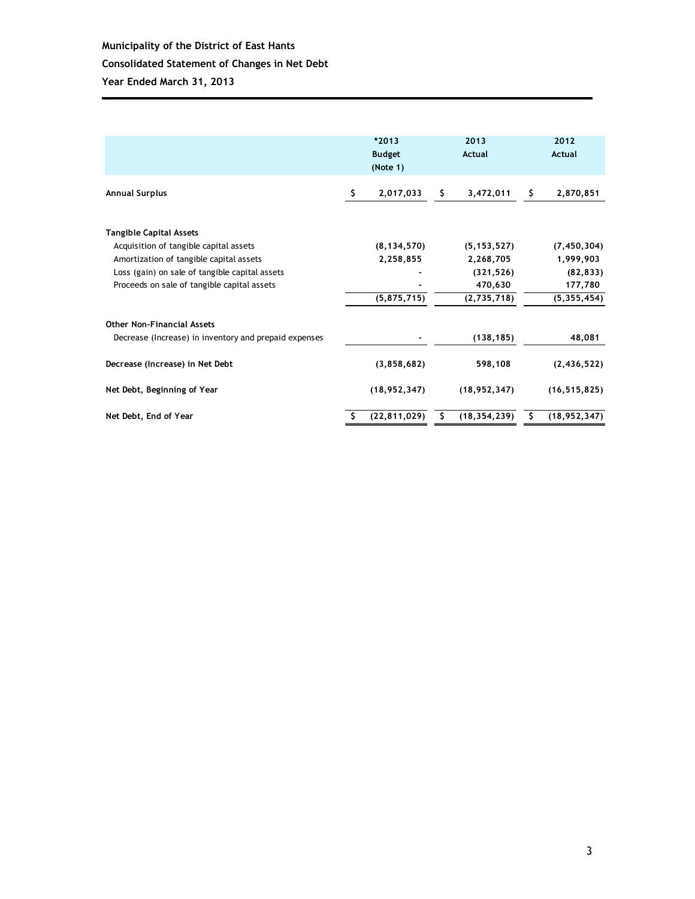**Municipality of the District of East Hants**

**Consolidated Statement of Changes in Net Debt**

**Year Ended March 31, 2013**

| | *2013 Budget (Note 1) | 2013 Actual | 2012 Actual |
|---|---|---|---|
| **Annual Surplus** | $ 2,017,033 | $ 3,472,011 | $ 2,870,851 |
| | | | |
| **Tangible Capital Assets** | | | |
| Acquisition of tangible capital assets | (8,134,570) | (5,153,527) | (7,450,304) |
| Amortization of tangible capital assets | 2,258,855 | 2,268,705 | 1,999,903 |
| Loss (gain) on sale of tangible capital assets | - | (321,526) | (82,833) |
| Proceeds on sale of tangible capital assets | - | 470,630 | 177,780 |
| | (5,875,715) | (2,735,718) | (5,355,454) |
| | | | |
| **Other Non-Financial Assets** | | | |
| Decrease (Increase) in inventory and prepaid expenses | - | (138,185) | 48,081 |
| | | | |
| **Decrease (Increase) in Net Debt** | (3,858,682) | 598,108 | (2,436,522) |
| | | | |
| **Net Debt, Beginning of Year** | (18,952,347) | (18,952,347) | (16,515,825) |
| | | | |
| **Net Debt, End of Year** | $ (22,811,029) | $ (18,354,239) | $ (18,952,347) |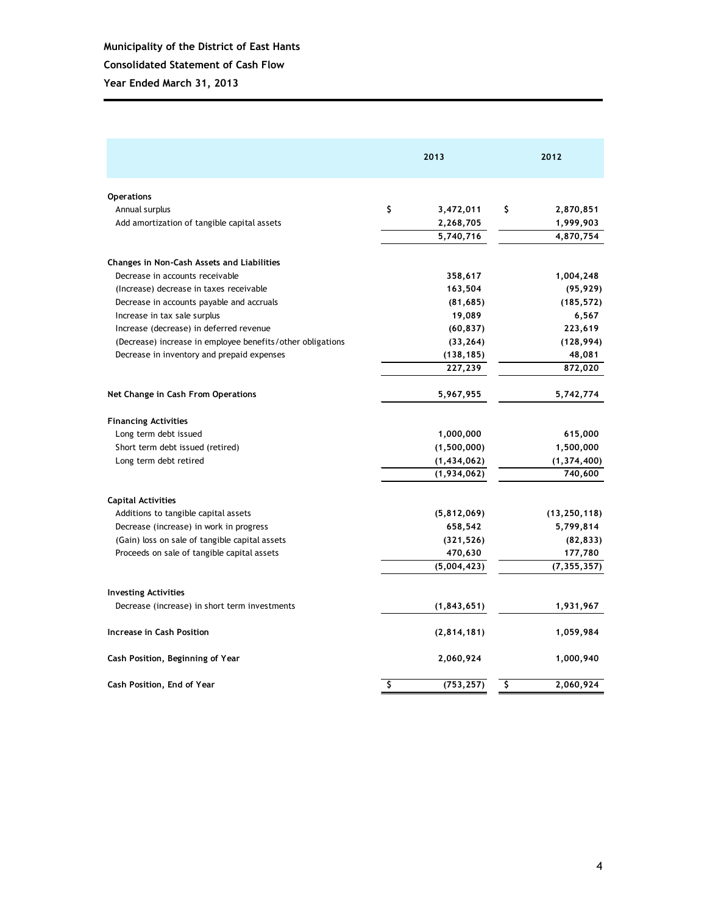**Municipality of the District of East Hants**

**Consolidated Statement of Cash Flow**

**Year Ended March 31, 2013**

| | 2013 | 2012 |
|---|---|---|
| **Operations** | | |
| Annual surplus | $ 3,472,011 | $ 2,870,851 |
| Add amortization of tangible capital assets | 2,268,705 | 1,999,903 |
| | 5,740,716 | 4,870,754 |
| **Changes in Non-Cash Assets and Liabilities** | | |
| Decrease in accounts receivable | 358,617 | 1,004,248 |
| (Increase) decrease in taxes receivable | 163,504 | (95,929) |
| Decrease in accounts payable and accruals | (81,685) | (185,572) |
| Increase in tax sale surplus | 19,089 | 6,567 |
| Increase (decrease) in deferred revenue | (60,837) | 223,619 |
| (Decrease) increase in employee benefits/other obligations | (33,264) | (128,994) |
| Decrease in inventory and prepaid expenses | (138,185) | 48,081 |
| | 227,239 | 872,020 |
| **Net Change in Cash From Operations** | 5,967,955 | 5,742,774 |
| **Financing Activities** | | |
| Long term debt issued | 1,000,000 | 615,000 |
| Short term debt issued (retired) | (1,500,000) | 1,500,000 |
| Long term debt retired | (1,434,062) | (1,374,400) |
| | (1,934,062) | 740,600 |
| **Capital Activities** | | |
| Additions to tangible capital assets | (5,812,069) | (13,250,118) |
| Decrease (increase) in work in progress | 658,542 | 5,799,814 |
| (Gain) loss on sale of tangible capital assets | (321,526) | (82,833) |
| Proceeds on sale of tangible capital assets | 470,630 | 177,780 |
| | (5,004,423) | (7,355,357) |
| **Investing Activities** | | |
| Decrease (increase) in short term investments | (1,843,651) | 1,931,967 |
| **Increase in Cash Position** | (2,814,181) | 1,059,984 |
| **Cash Position, Beginning of Year** | 2,060,924 | 1,000,940 |
| **Cash Position, End of Year** | $ (753,257) | $ 2,060,924 |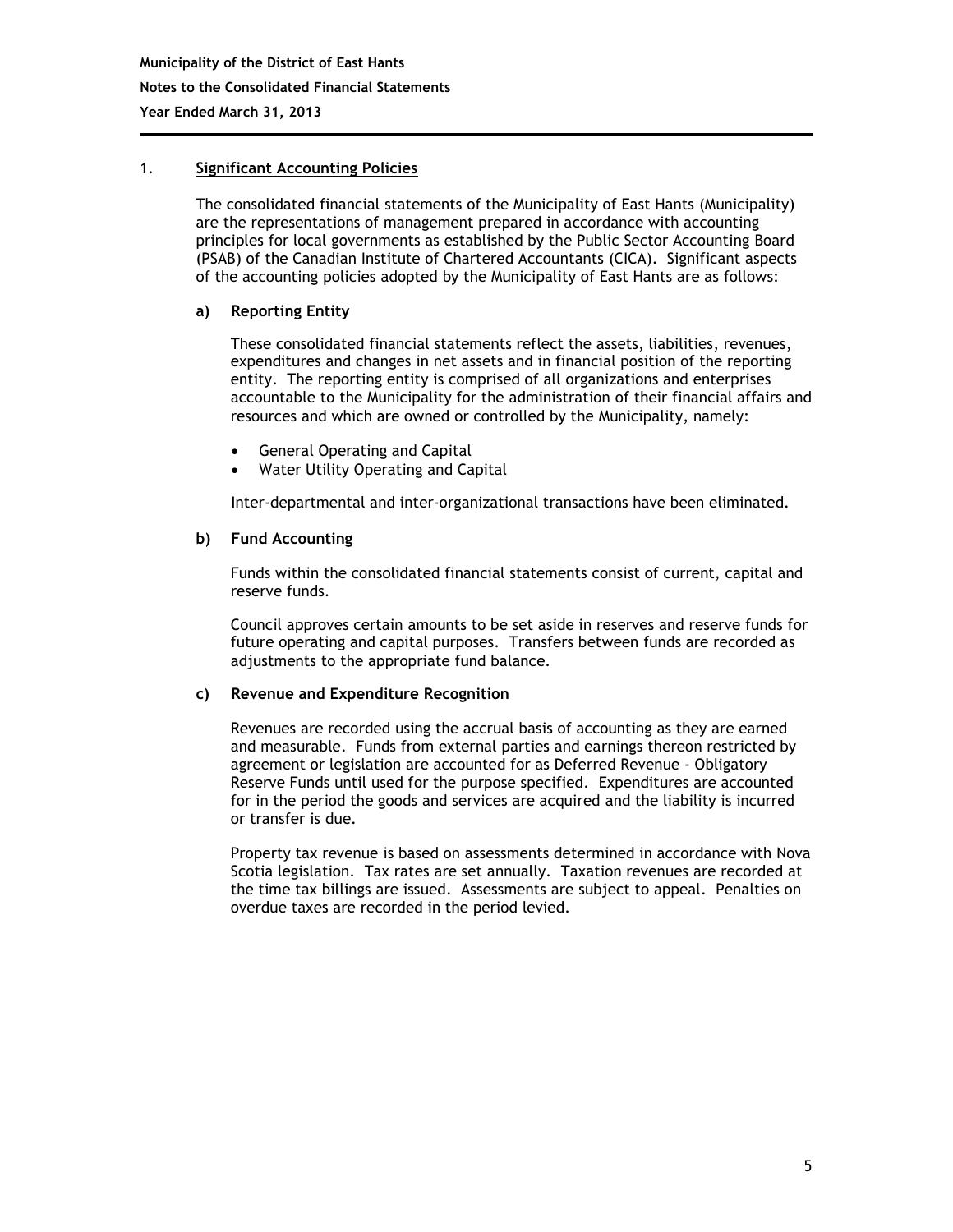## 1. Significant Accounting Policies

The consolidated financial statements of the Municipality of East Hants (Municipality) are the representations of management prepared in accordance with accounting principles for local governments as established by the Public Sector Accounting Board (PSAB) of the Canadian Institute of Chartered Accountants (CICA). Significant aspects of the accounting policies adopted by the Municipality of East Hants are as follows:

### a) Reporting Entity

These consolidated financial statements reflect the assets, liabilities, revenues, expenditures and changes in net assets and in financial position of the reporting entity. The reporting entity is comprised of all organizations and enterprises accountable to the Municipality for the administration of their financial affairs and resources and which are owned or controlled by the Municipality, namely:

- General Operating and Capital
- Water Utility Operating and Capital

Inter-departmental and inter-organizational transactions have been eliminated.

### b) Fund Accounting

Funds within the consolidated financial statements consist of current, capital and reserve funds.

Council approves certain amounts to be set aside in reserves and reserve funds for future operating and capital purposes. Transfers between funds are recorded as adjustments to the appropriate fund balance.

### c) Revenue and Expenditure Recognition

Revenues are recorded using the accrual basis of accounting as they are earned and measurable. Funds from external parties and earnings thereon restricted by agreement or legislation are accounted for as Deferred Revenue - Obligatory Reserve Funds until used for the purpose specified. Expenditures are accounted for in the period the goods and services are acquired and the liability is incurred or transfer is due.

Property tax revenue is based on assessments determined in accordance with Nova Scotia legislation. Tax rates are set annually. Taxation revenues are recorded at the time tax billings are issued. Assessments are subject to appeal. Penalties on overdue taxes are recorded in the period levied.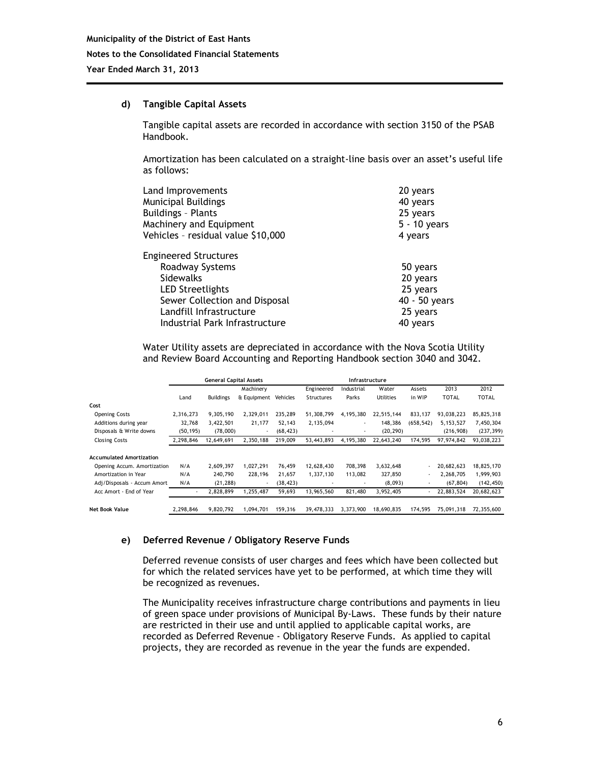**Municipality of the District of East Hants**

**Notes to the Consolidated Financial Statements**

**Year Ended March 31, 2013**

#### d) Tangible Capital Assets

Tangible capital assets are recorded in accordance with section 3150 of the PSAB Handbook.

Amortization has been calculated on a straight-line basis over an asset's useful life as follows:

| | |
|---|---|
| Land Improvements | 20 years |
| Municipal Buildings | 40 years |
| Buildings – Plants | 25 years |
| Machinery and Equipment | 5 - 10 years |
| Vehicles – residual value $10,000 | 4 years |
| Engineered Structures | |
| Roadway Systems | 50 years |
| Sidewalks | 20 years |
| LED Streetlights | 25 years |
| Sewer Collection and Disposal | 40 - 50 years |
| Landfill Infrastructure | 25 years |
| Industrial Park Infrastructure | 40 years |

Water Utility assets are depreciated in accordance with the Nova Scotia Utility and Review Board Accounting and Reporting Handbook section 3040 and 3042.

| | General Capital Assets | | | | Infrastructure | | | | | |
|---|---|---|---|---|---|---|---|---|---|---|
| | Land | Buildings | Machinery & Equipment | Vehicles | Engineered Structures | Industrial Parks | Water Utilities | Assets in WIP | 2013 TOTAL | 2012 TOTAL |
| **Cost** | | | | | | | | | | |
| Opening Costs | 2,316,273 | 9,305,190 | 2,329,011 | 235,289 | 51,308,799 | 4,195,380 | 22,515,144 | 833,137 | 93,038,223 | 85,825,318 |
| Additions during year | 32,768 | 3,422,501 | 21,177 | 52,143 | 2,135,094 | - | 148,386 | (658,542) | 5,153,527 | 7,450,304 |
| Disposals & Write downs | (50,195) | (78,000) | - | (68,423) | - | - | (20,290) | | (216,908) | (237,399) |
| Closing Costs | 2,298,846 | 12,649,691 | 2,350,188 | 219,009 | 53,443,893 | 4,195,380 | 22,643,240 | 174,595 | 97,974,842 | 93,038,223 |
| **Accumulated Amortization** | | | | | | | | | | |
| Opening Accum. Amortization | N/A | 2,609,397 | 1,027,291 | 76,459 | 12,628,430 | 708,398 | 3,632,648 | - | 20,682,623 | 18,825,170 |
| Amortization in Year | N/A | 240,790 | 228,196 | 21,657 | 1,337,130 | 113,082 | 327,850 | - | 2,268,705 | 1,999,903 |
| Adj/Disposals - Accum Amort | N/A | (21,288) | - | (38,423) | - | - | (8,093) | - | (67,804) | (142,450) |
| Acc Amort - End of Year | - | 2,828,899 | 1,255,487 | 59,693 | 13,965,560 | 821,480 | 3,952,405 | - | 22,883,524 | 20,682,623 |
| **Net Book Value** | 2,298,846 | 9,820,792 | 1,094,701 | 159,316 | 39,478,333 | 3,373,900 | 18,690,835 | 174,595 | 75,091,318 | 72,355,600 |

#### e) Deferred Revenue / Obligatory Reserve Funds

Deferred revenue consists of user charges and fees which have been collected but for which the related services have yet to be performed, at which time they will be recognized as revenues.

The Municipality receives infrastructure charge contributions and payments in lieu of green space under provisions of Municipal By-Laws. These funds by their nature are restricted in their use and until applied to applicable capital works, are recorded as Deferred Revenue - Obligatory Reserve Funds. As applied to capital projects, they are recorded as revenue in the year the funds are expended.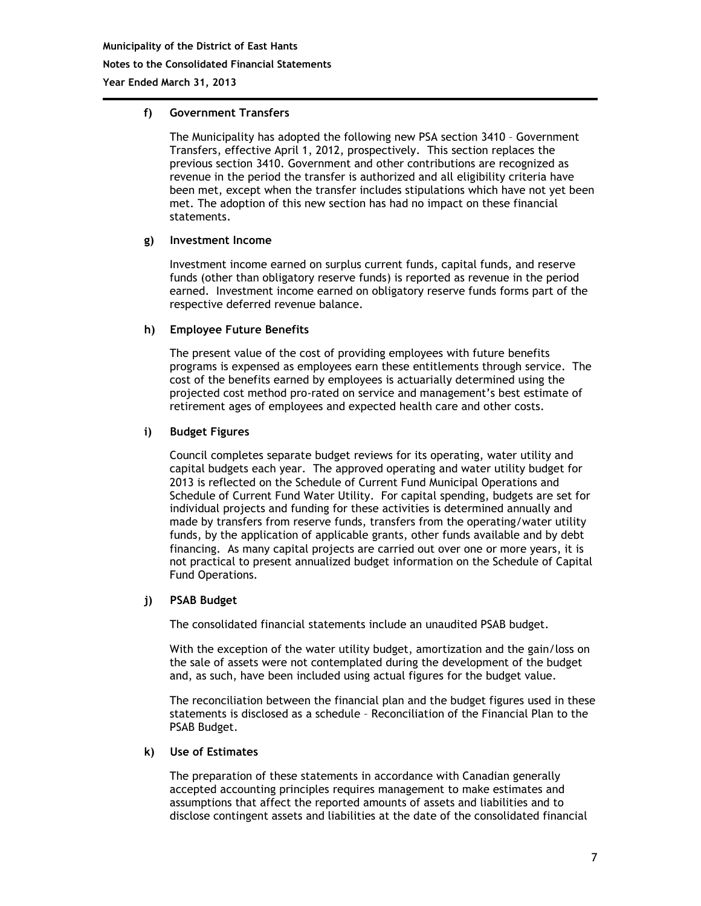#### f) Government Transfers

The Municipality has adopted the following new PSA section 3410 – Government Transfers, effective April 1, 2012, prospectively. This section replaces the previous section 3410. Government and other contributions are recognized as revenue in the period the transfer is authorized and all eligibility criteria have been met, except when the transfer includes stipulations which have not yet been met. The adoption of this new section has had no impact on these financial statements.

#### g) Investment Income

Investment income earned on surplus current funds, capital funds, and reserve funds (other than obligatory reserve funds) is reported as revenue in the period earned. Investment income earned on obligatory reserve funds forms part of the respective deferred revenue balance.

#### h) Employee Future Benefits

The present value of the cost of providing employees with future benefits programs is expensed as employees earn these entitlements through service. The cost of the benefits earned by employees is actuarially determined using the projected cost method pro-rated on service and management's best estimate of retirement ages of employees and expected health care and other costs.

#### i) Budget Figures

Council completes separate budget reviews for its operating, water utility and capital budgets each year. The approved operating and water utility budget for 2013 is reflected on the Schedule of Current Fund Municipal Operations and Schedule of Current Fund Water Utility. For capital spending, budgets are set for individual projects and funding for these activities is determined annually and made by transfers from reserve funds, transfers from the operating/water utility funds, by the application of applicable grants, other funds available and by debt financing. As many capital projects are carried out over one or more years, it is not practical to present annualized budget information on the Schedule of Capital Fund Operations.

#### j) PSAB Budget

The consolidated financial statements include an unaudited PSAB budget.

With the exception of the water utility budget, amortization and the gain/loss on the sale of assets were not contemplated during the development of the budget and, as such, have been included using actual figures for the budget value.

The reconciliation between the financial plan and the budget figures used in these statements is disclosed as a schedule – Reconciliation of the Financial Plan to the PSAB Budget.

#### k) Use of Estimates

The preparation of these statements in accordance with Canadian generally accepted accounting principles requires management to make estimates and assumptions that affect the reported amounts of assets and liabilities and to disclose contingent assets and liabilities at the date of the consolidated financial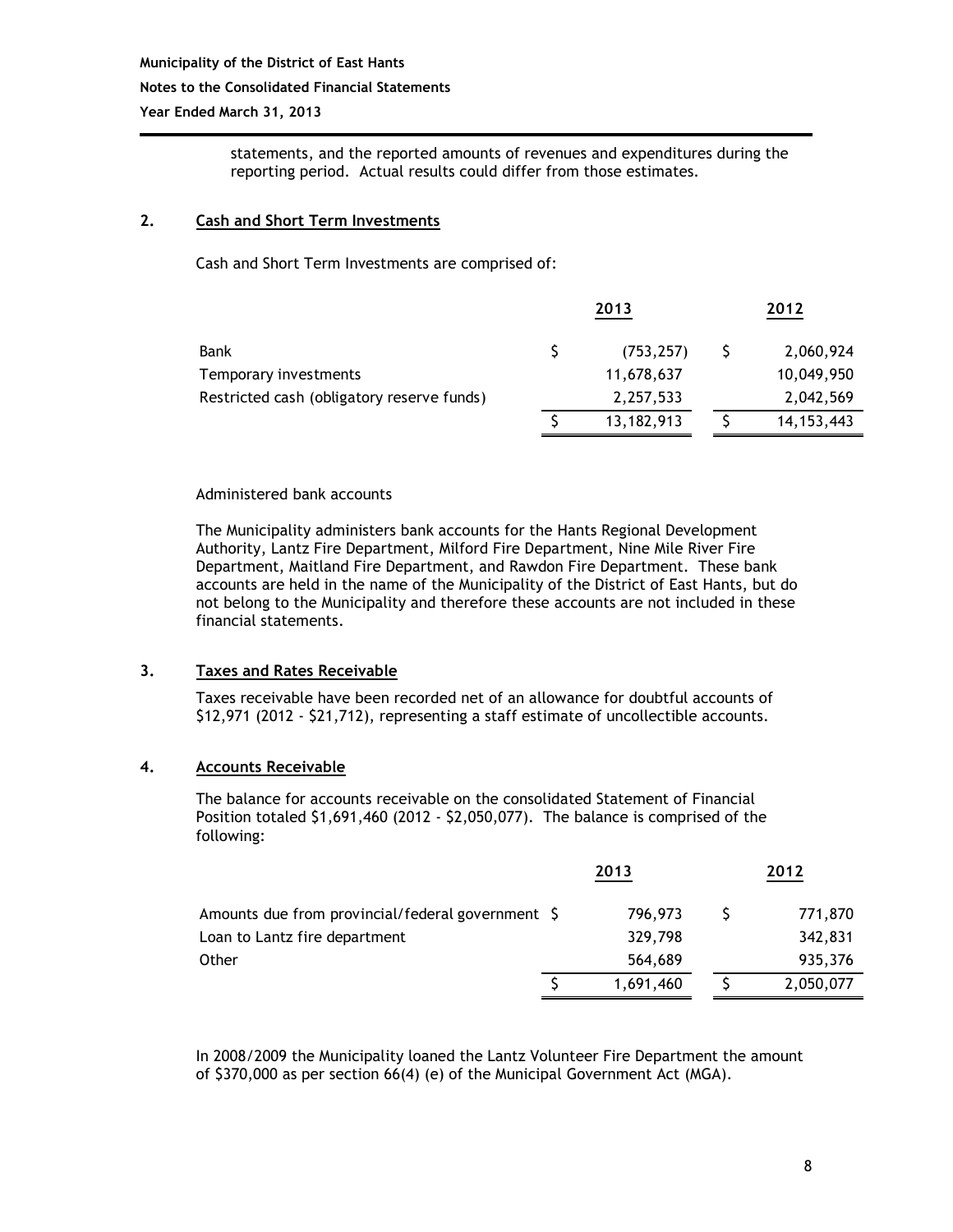statements, and the reported amounts of revenues and expenditures during the reporting period. Actual results could differ from those estimates.

## 2. Cash and Short Term Investments

Cash and Short Term Investments are comprised of:

| | 2013 | 2012 |
|---|---|---|
| Bank | $ (753,257) | $ 2,060,924 |
| Temporary investments | 11,678,637 | 10,049,950 |
| Restricted cash (obligatory reserve funds) | 2,257,533 | 2,042,569 |
| | $ 13,182,913 | $ 14,153,443 |

Administered bank accounts

The Municipality administers bank accounts for the Hants Regional Development Authority, Lantz Fire Department, Milford Fire Department, Nine Mile River Fire Department, Maitland Fire Department, and Rawdon Fire Department. These bank accounts are held in the name of the Municipality of the District of East Hants, but do not belong to the Municipality and therefore these accounts are not included in these financial statements.

## 3. Taxes and Rates Receivable

Taxes receivable have been recorded net of an allowance for doubtful accounts of $12,971 (2012 - $21,712), representing a staff estimate of uncollectible accounts.

## 4. Accounts Receivable

The balance for accounts receivable on the consolidated Statement of Financial Position totaled $1,691,460 (2012 - $2,050,077). The balance is comprised of the following:

| | 2013 | 2012 |
|---|---|---|
| Amounts due from provincial/federal government | $ 796,973 | $ 771,870 |
| Loan to Lantz fire department | 329,798 | 342,831 |
| Other | 564,689 | 935,376 |
| | $ 1,691,460 | $ 2,050,077 |

In 2008/2009 the Municipality loaned the Lantz Volunteer Fire Department the amount of $370,000 as per section 66(4) (e) of the Municipal Government Act (MGA).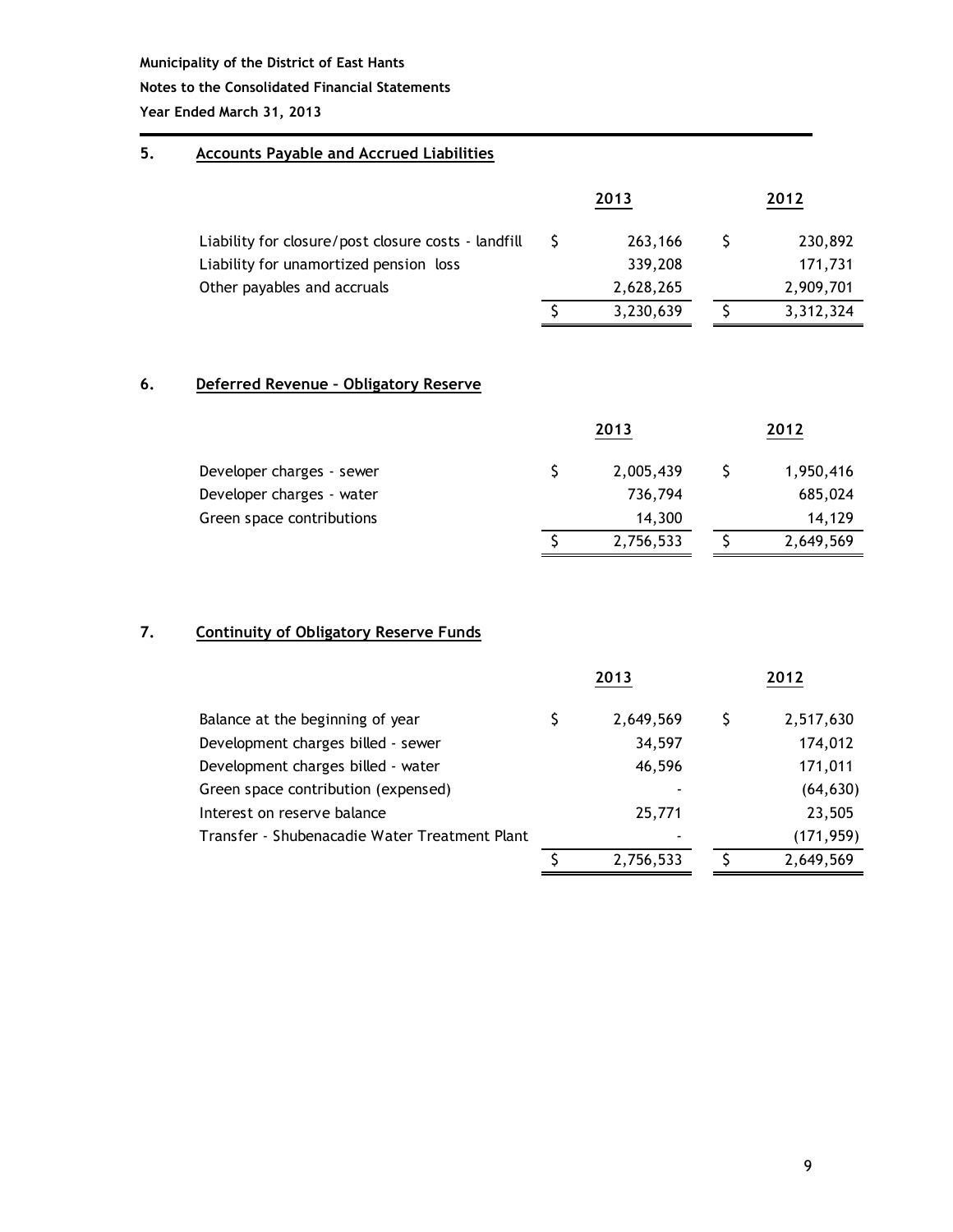## 5. Accounts Payable and Accrued Liabilities

| | 2013 | 2012 |
|---|---|---|
| Liability for closure/post closure costs - landfill | $ 263,166 | $ 230,892 |
| Liability for unamortized pension loss | 339,208 | 171,731 |
| Other payables and accruals | 2,628,265 | 2,909,701 |
| | $ 3,230,639 | $ 3,312,324 |

## 6. Deferred Revenue – Obligatory Reserve

| | 2013 | 2012 |
|---|---|---|
| Developer charges - sewer | $ 2,005,439 | $ 1,950,416 |
| Developer charges - water | 736,794 | 685,024 |
| Green space contributions | 14,300 | 14,129 |
| | $ 2,756,533 | $ 2,649,569 |

## 7. Continuity of Obligatory Reserve Funds

| | 2013 | 2012 |
|---|---|---|
| Balance at the beginning of year | $ 2,649,569 | $ 2,517,630 |
| Development charges billed - sewer | 34,597 | 174,012 |
| Development charges billed - water | 46,596 | 171,011 |
| Green space contribution (expensed) | - | (64,630) |
| Interest on reserve balance | 25,771 | 23,505 |
| Transfer - Shubenacadie Water Treatment Plant | - | (171,959) |
| | $ 2,756,533 | $ 2,649,569 |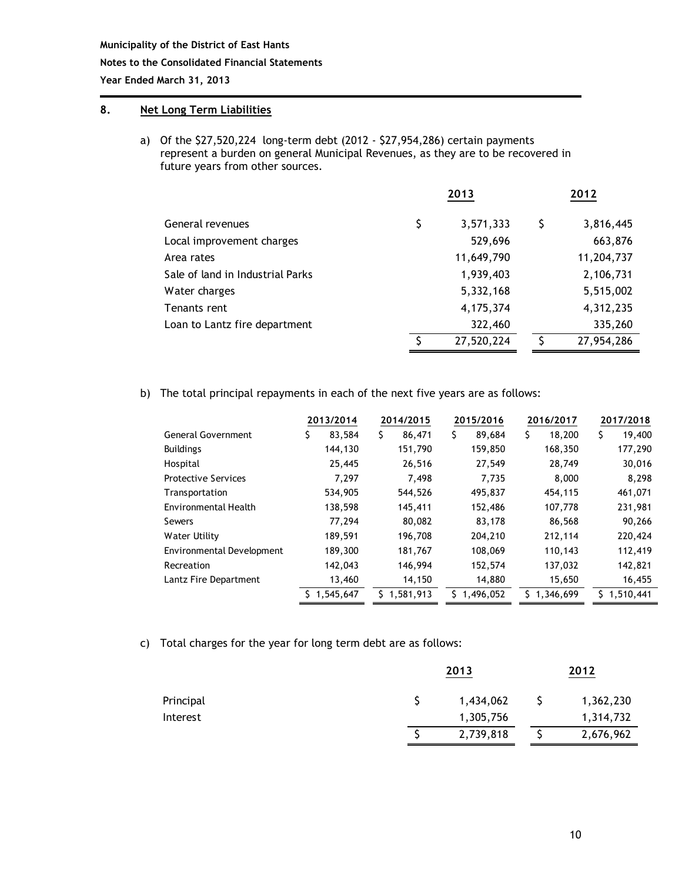**Municipality of the District of East Hants**

**Notes to the Consolidated Financial Statements**

**Year Ended March 31, 2013**

## 8. Net Long Term Liabilities

a) Of the $27,520,224 long-term debt (2012 - $27,954,286) certain payments represent a burden on general Municipal Revenues, as they are to be recovered in future years from other sources.

| | 2013 | 2012 |
|---|---|---|
| General revenues | $ 3,571,333 | $ 3,816,445 |
| Local improvement charges | 529,696 | 663,876 |
| Area rates | 11,649,790 | 11,204,737 |
| Sale of land in Industrial Parks | 1,939,403 | 2,106,731 |
| Water charges | 5,332,168 | 5,515,002 |
| Tenants rent | 4,175,374 | 4,312,235 |
| Loan to Lantz fire department | 322,460 | 335,260 |
| | $ 27,520,224 | $ 27,954,286 |

b) The total principal repayments in each of the next five years are as follows:

| | 2013/2014 | 2014/2015 | 2015/2016 | 2016/2017 | 2017/2018 |
|---|---|---|---|---|---|
| General Government | $ 83,584 | $ 86,471 | $ 89,684 | $ 18,200 | $ 19,400 |
| Buildings | 144,130 | 151,790 | 159,850 | 168,350 | 177,290 |
| Hospital | 25,445 | 26,516 | 27,549 | 28,749 | 30,016 |
| Protective Services | 7,297 | 7,498 | 7,735 | 8,000 | 8,298 |
| Transportation | 534,905 | 544,526 | 495,837 | 454,115 | 461,071 |
| Environmental Health | 138,598 | 145,411 | 152,486 | 107,778 | 231,981 |
| Sewers | 77,294 | 80,082 | 83,178 | 86,568 | 90,266 |
| Water Utility | 189,591 | 196,708 | 204,210 | 212,114 | 220,424 |
| Environmental Development | 189,300 | 181,767 | 108,069 | 110,143 | 112,419 |
| Recreation | 142,043 | 146,994 | 152,574 | 137,032 | 142,821 |
| Lantz Fire Department | 13,460 | 14,150 | 14,880 | 15,650 | 16,455 |
| | $ 1,545,647 | $ 1,581,913 | $ 1,496,052 | $ 1,346,699 | $ 1,510,441 |

c) Total charges for the year for long term debt are as follows:

| | 2013 | 2012 |
|---|---|---|
| Principal | $ 1,434,062 | $ 1,362,230 |
| Interest | 1,305,756 | 1,314,732 |
| | $ 2,739,818 | $ 2,676,962 |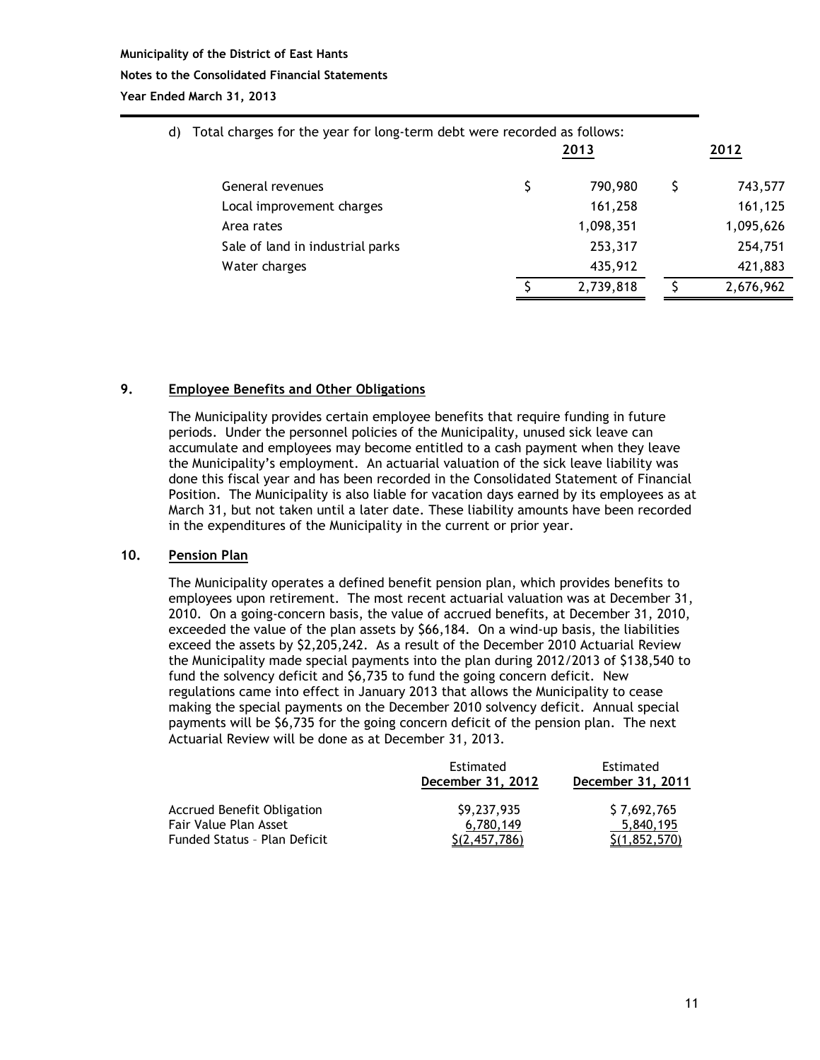d) Total charges for the year for long-term debt were recorded as follows:

| | 2013 | 2012 |
|---|---|---|
| General revenues | $ 790,980 | $ 743,577 |
| Local improvement charges | 161,258 | 161,125 |
| Area rates | 1,098,351 | 1,095,626 |
| Sale of land in industrial parks | 253,317 | 254,751 |
| Water charges | 435,912 | 421,883 |
| | $ 2,739,818 | $ 2,676,962 |

## 9. Employee Benefits and Other Obligations

The Municipality provides certain employee benefits that require funding in future periods. Under the personnel policies of the Municipality, unused sick leave can accumulate and employees may become entitled to a cash payment when they leave the Municipality's employment. An actuarial valuation of the sick leave liability was done this fiscal year and has been recorded in the Consolidated Statement of Financial Position. The Municipality is also liable for vacation days earned by its employees as at March 31, but not taken until a later date. These liability amounts have been recorded in the expenditures of the Municipality in the current or prior year.

## 10. Pension Plan

The Municipality operates a defined benefit pension plan, which provides benefits to employees upon retirement. The most recent actuarial valuation was at December 31, 2010. On a going-concern basis, the value of accrued benefits, at December 31, 2010, exceeded the value of the plan assets by $66,184. On a wind-up basis, the liabilities exceed the assets by $2,205,242. As a result of the December 2010 Actuarial Review the Municipality made special payments into the plan during 2012/2013 of $138,540 to fund the solvency deficit and $6,735 to fund the going concern deficit. New regulations came into effect in January 2013 that allows the Municipality to cease making the special payments on the December 2010 solvency deficit. Annual special payments will be $6,735 for the going concern deficit of the pension plan. The next Actuarial Review will be done as at December 31, 2013.

| | Estimated December 31, 2012 | Estimated December 31, 2011 |
|---|---|---|
| Accrued Benefit Obligation | $9,237,935 | $ 7,692,765 |
| Fair Value Plan Asset | 6,780,149 | 5,840,195 |
| Funded Status – Plan Deficit | $(2,457,786) | $(1,852,570) |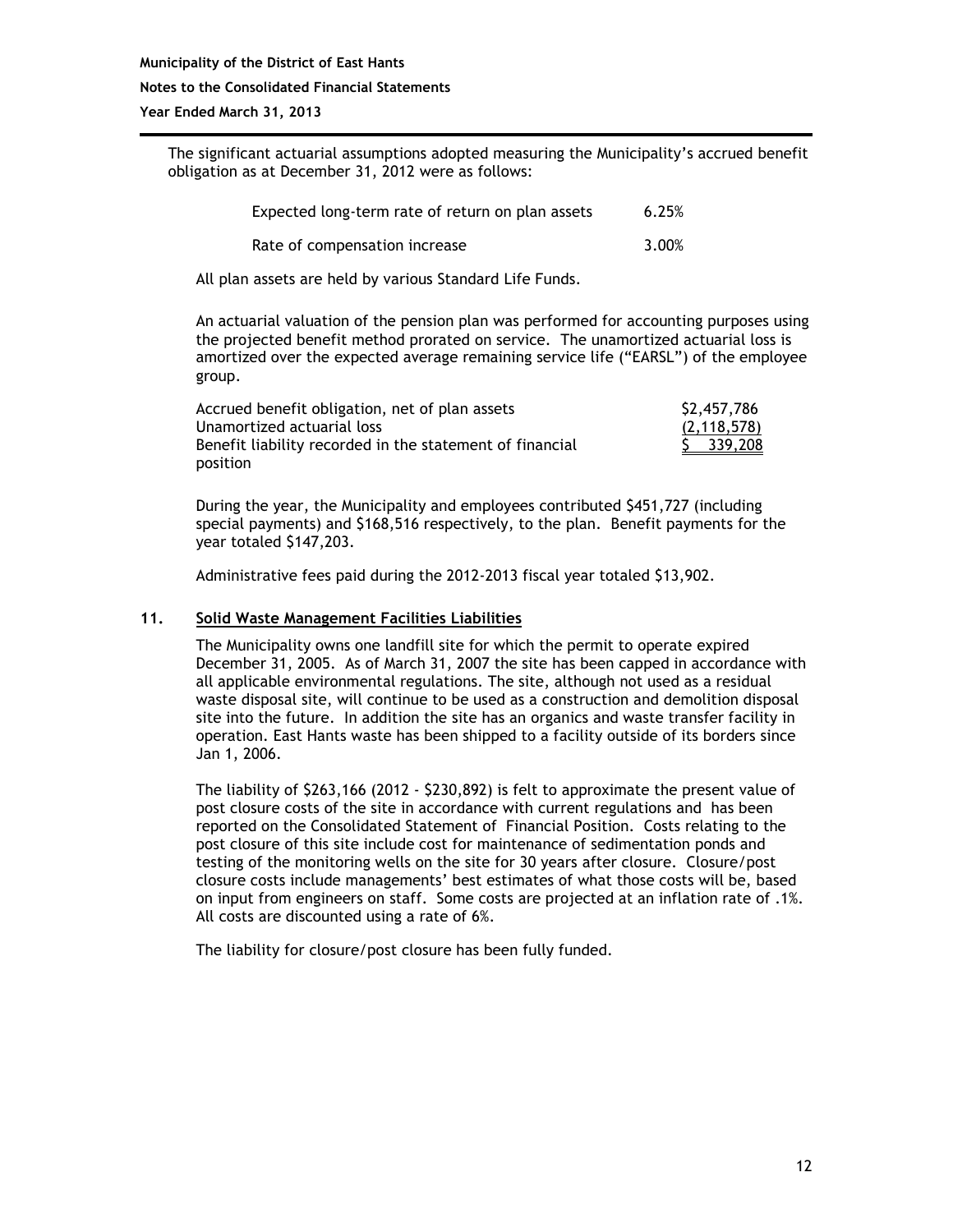The significant actuarial assumptions adopted measuring the Municipality's accrued benefit obligation as at December 31, 2012 were as follows:

| | |
|---|---|
| Expected long-term rate of return on plan assets | 6.25% |
| Rate of compensation increase | 3.00% |

All plan assets are held by various Standard Life Funds.

An actuarial valuation of the pension plan was performed for accounting purposes using the projected benefit method prorated on service. The unamortized actuarial loss is amortized over the expected average remaining service life ("EARSL") of the employee group.

| | |
|---|---|
| Accrued benefit obligation, net of plan assets | $2,457,786 |
| Unamortized actuarial loss | (2,118,578) |
| Benefit liability recorded in the statement of financial position | $ 339,208 |

During the year, the Municipality and employees contributed $451,727 (including special payments) and $168,516 respectively, to the plan. Benefit payments for the year totaled $147,203.

Administrative fees paid during the 2012-2013 fiscal year totaled $13,902.

## 11. Solid Waste Management Facilities Liabilities

The Municipality owns one landfill site for which the permit to operate expired December 31, 2005. As of March 31, 2007 the site has been capped in accordance with all applicable environmental regulations. The site, although not used as a residual waste disposal site, will continue to be used as a construction and demolition disposal site into the future. In addition the site has an organics and waste transfer facility in operation. East Hants waste has been shipped to a facility outside of its borders since Jan 1, 2006.

The liability of $263,166 (2012 - $230,892) is felt to approximate the present value of post closure costs of the site in accordance with current regulations and has been reported on the Consolidated Statement of Financial Position. Costs relating to the post closure of this site include cost for maintenance of sedimentation ponds and testing of the monitoring wells on the site for 30 years after closure. Closure/post closure costs include managements' best estimates of what those costs will be, based on input from engineers on staff. Some costs are projected at an inflation rate of .1%. All costs are discounted using a rate of 6%.

The liability for closure/post closure has been fully funded.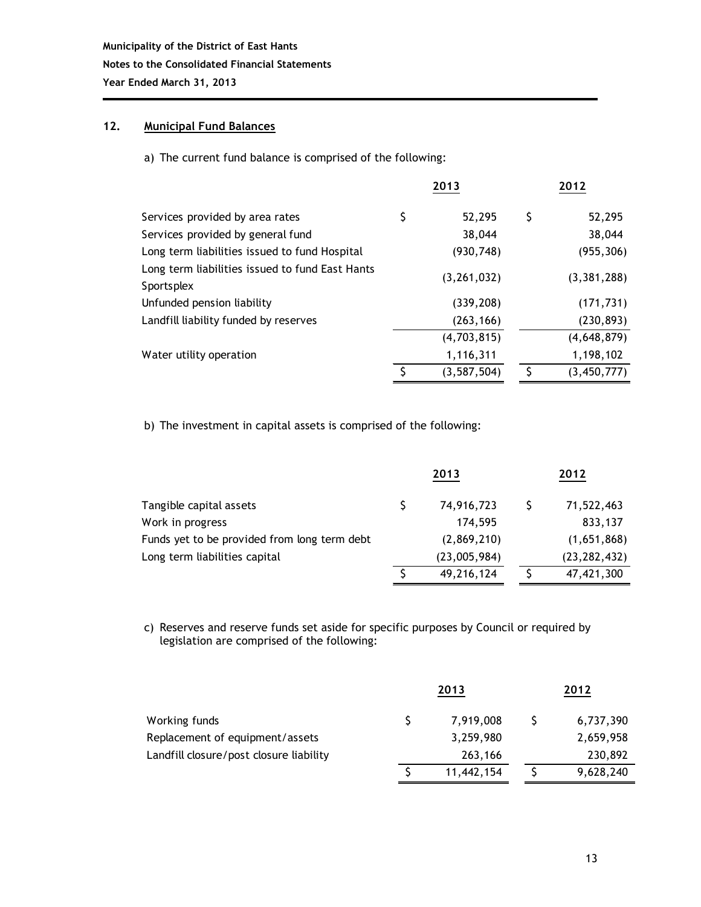## 12. Municipal Fund Balances

a) The current fund balance is comprised of the following:

| | 2013 | 2012 |
|---|---|---|
| Services provided by area rates | $ 52,295 | $ 52,295 |
| Services provided by general fund | 38,044 | 38,044 |
| Long term liabilities issued to fund Hospital | (930,748) | (955,306) |
| Long term liabilities issued to fund East Hants Sportsplex | (3,261,032) | (3,381,288) |
| Unfunded pension liability | (339,208) | (171,731) |
| Landfill liability funded by reserves | (263,166) | (230,893) |
| | (4,703,815) | (4,648,879) |
| Water utility operation | 1,116,311 | 1,198,102 |
| | $ (3,587,504) | $ (3,450,777) |

b) The investment in capital assets is comprised of the following:

| | 2013 | 2012 |
|---|---|---|
| Tangible capital assets | $ 74,916,723 | $ 71,522,463 |
| Work in progress | 174,595 | 833,137 |
| Funds yet to be provided from long term debt | (2,869,210) | (1,651,868) |
| Long term liabilities capital | (23,005,984) | (23,282,432) |
| | $ 49,216,124 | $ 47,421,300 |

c) Reserves and reserve funds set aside for specific purposes by Council or required by legislation are comprised of the following:

| | 2013 | 2012 |
|---|---|---|
| Working funds | $ 7,919,008 | $ 6,737,390 |
| Replacement of equipment/assets | 3,259,980 | 2,659,958 |
| Landfill closure/post closure liability | 263,166 | 230,892 |
| | $ 11,442,154 | $ 9,628,240 |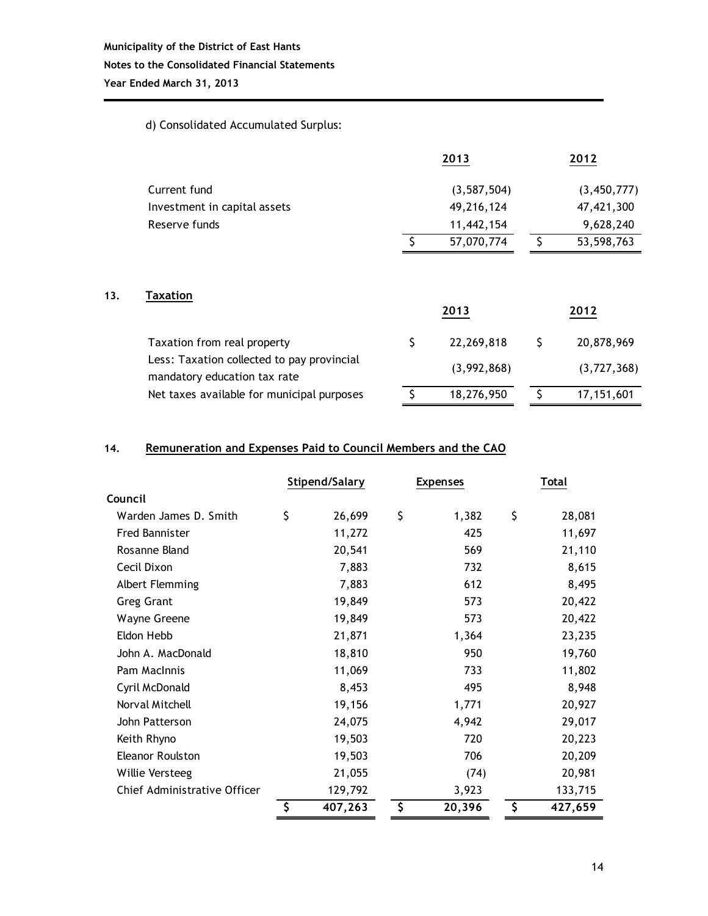Municipality of the District of East Hants

Notes to the Consolidated Financial Statements

Year Ended March 31, 2013

d) Consolidated Accumulated Surplus:

| | 2013 | 2012 |
|---|---|---|
| Current fund | (3,587,504) | (3,450,777) |
| Investment in capital assets | 49,216,124 | 47,421,300 |
| Reserve funds | 11,442,154 | 9,628,240 |
| | $ 57,070,774 | $ 53,598,763 |

## 13. Taxation

| | 2013 | 2012 |
|---|---|---|
| Taxation from real property | $ 22,269,818 | $ 20,878,969 |
| Less: Taxation collected to pay provincial mandatory education tax rate | (3,992,868) | (3,727,368) |
| Net taxes available for municipal purposes | $ 18,276,950 | $ 17,151,601 |

## 14. Remuneration and Expenses Paid to Council Members and the CAO

| | Stipend/Salary | Expenses | Total |
|---|---|---|---|
| **Council** | | | |
| Warden James D. Smith | $ 26,699 | $ 1,382 | $ 28,081 |
| Fred Bannister | 11,272 | 425 | 11,697 |
| Rosanne Bland | 20,541 | 569 | 21,110 |
| Cecil Dixon | 7,883 | 732 | 8,615 |
| Albert Flemming | 7,883 | 612 | 8,495 |
| Greg Grant | 19,849 | 573 | 20,422 |
| Wayne Greene | 19,849 | 573 | 20,422 |
| Eldon Hebb | 21,871 | 1,364 | 23,235 |
| John A. MacDonald | 18,810 | 950 | 19,760 |
| Pam MacInnis | 11,069 | 733 | 11,802 |
| Cyril McDonald | 8,453 | 495 | 8,948 |
| Norval Mitchell | 19,156 | 1,771 | 20,927 |
| John Patterson | 24,075 | 4,942 | 29,017 |
| Keith Rhyno | 19,503 | 720 | 20,223 |
| Eleanor Roulston | 19,503 | 706 | 20,209 |
| Willie Versteeg | 21,055 | (74) | 20,981 |
| Chief Administrative Officer | 129,792 | 3,923 | 133,715 |
| | **$ 407,263** | **$ 20,396** | **$ 427,659** |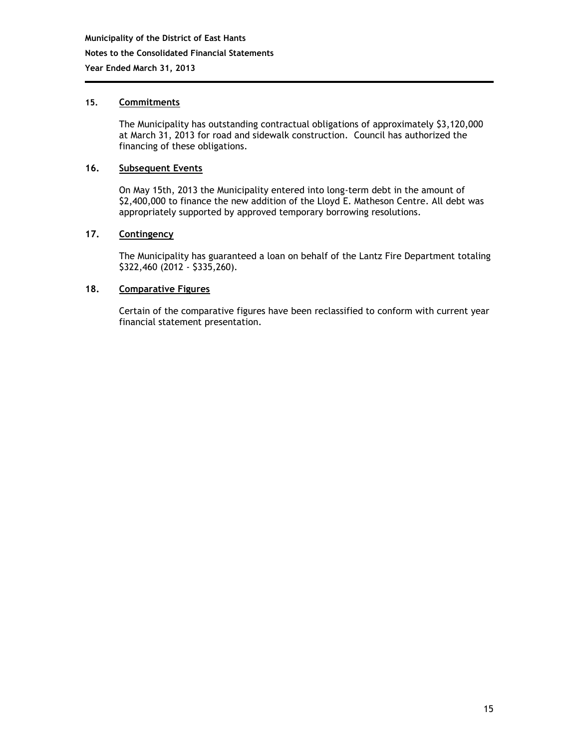### 15. Commitments

The Municipality has outstanding contractual obligations of approximately $3,120,000 at March 31, 2013 for road and sidewalk construction. Council has authorized the financing of these obligations.

### 16. Subsequent Events

On May 15th, 2013 the Municipality entered into long-term debt in the amount of $2,400,000 to finance the new addition of the Lloyd E. Matheson Centre. All debt was appropriately supported by approved temporary borrowing resolutions.

### 17. Contingency

The Municipality has guaranteed a loan on behalf of the Lantz Fire Department totaling $322,460 (2012 - $335,260).

### 18. Comparative Figures

Certain of the comparative figures have been reclassified to conform with current year financial statement presentation.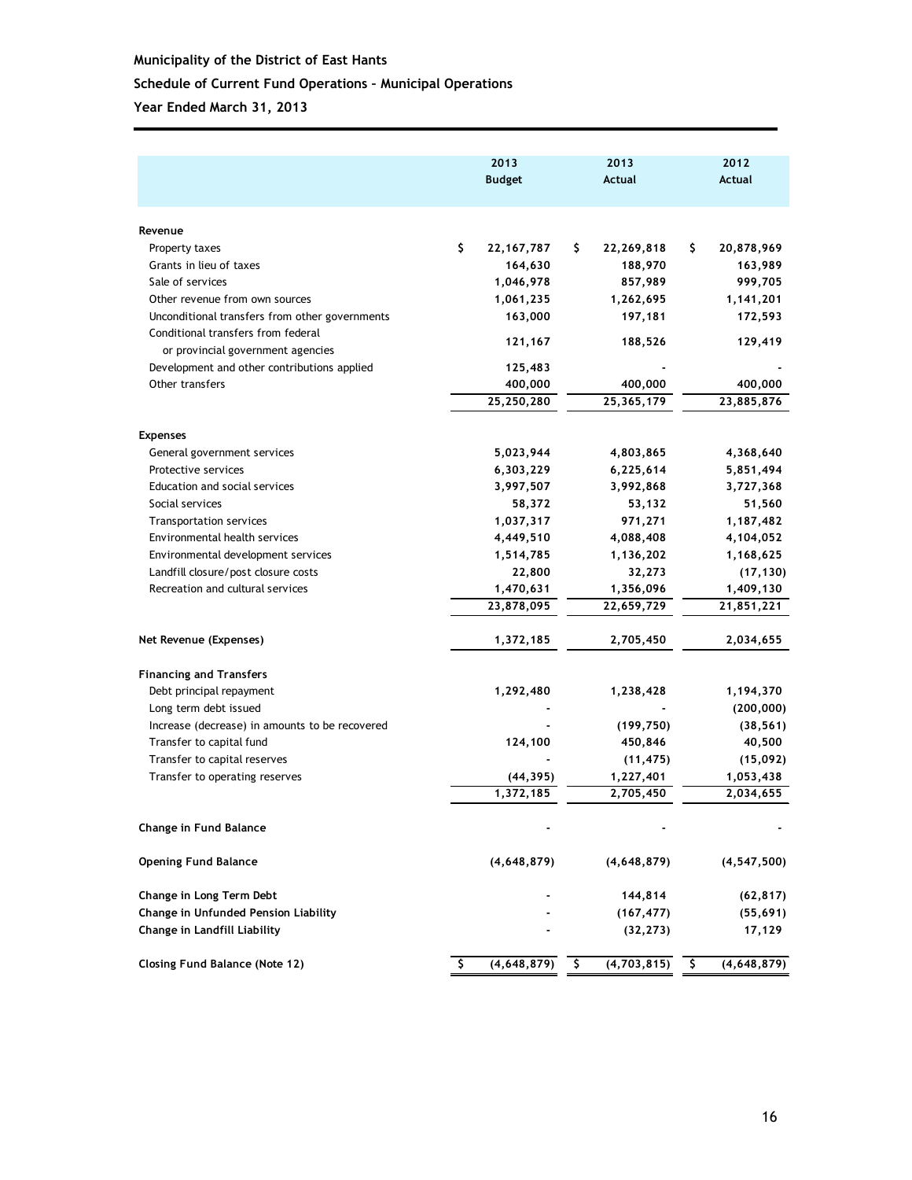**Municipality of the District of East Hants**

**Schedule of Current Fund Operations – Municipal Operations**

**Year Ended March 31, 2013**

| | 2013 Budget | 2013 Actual | 2012 Actual |
|---|---|---|---|
| **Revenue** | | | |
| Property taxes | $ 22,167,787 | $ 22,269,818 | $ 20,878,969 |
| Grants in lieu of taxes | 164,630 | 188,970 | 163,989 |
| Sale of services | 1,046,978 | 857,989 | 999,705 |
| Other revenue from own sources | 1,061,235 | 1,262,695 | 1,141,201 |
| Unconditional transfers from other governments | 163,000 | 197,181 | 172,593 |
| Conditional transfers from federal or provincial government agencies | 121,167 | 188,526 | 129,419 |
| Development and other contributions applied | 125,483 | - | - |
| Other transfers | 400,000 | 400,000 | 400,000 |
| | 25,250,280 | 25,365,179 | 23,885,876 |
| **Expenses** | | | |
| General government services | 5,023,944 | 4,803,865 | 4,368,640 |
| Protective services | 6,303,229 | 6,225,614 | 5,851,494 |
| Education and social services | 3,997,507 | 3,992,868 | 3,727,368 |
| Social services | 58,372 | 53,132 | 51,560 |
| Transportation services | 1,037,317 | 971,271 | 1,187,482 |
| Environmental health services | 4,449,510 | 4,088,408 | 4,104,052 |
| Environmental development services | 1,514,785 | 1,136,202 | 1,168,625 |
| Landfill closure/post closure costs | 22,800 | 32,273 | (17,130) |
| Recreation and cultural services | 1,470,631 | 1,356,096 | 1,409,130 |
| | 23,878,095 | 22,659,729 | 21,851,221 |
| **Net Revenue (Expenses)** | 1,372,185 | 2,705,450 | 2,034,655 |
| **Financing and Transfers** | | | |
| Debt principal repayment | 1,292,480 | 1,238,428 | 1,194,370 |
| Long term debt issued | - | - | (200,000) |
| Increase (decrease) in amounts to be recovered | - | (199,750) | (38,561) |
| Transfer to capital fund | 124,100 | 450,846 | 40,500 |
| Transfer to capital reserves | - | (11,475) | (15,092) |
| Transfer to operating reserves | (44,395) | 1,227,401 | 1,053,438 |
| | 1,372,185 | 2,705,450 | 2,034,655 |
| **Change in Fund Balance** | - | - | - |
| **Opening Fund Balance** | (4,648,879) | (4,648,879) | (4,547,500) |
| **Change in Long Term Debt** | - | 144,814 | (62,817) |
| **Change in Unfunded Pension Liability** | - | (167,477) | (55,691) |
| **Change in Landfill Liability** | - | (32,273) | 17,129 |
| **Closing Fund Balance (Note 12)** | $ (4,648,879) | $ (4,703,815) | $ (4,648,879) |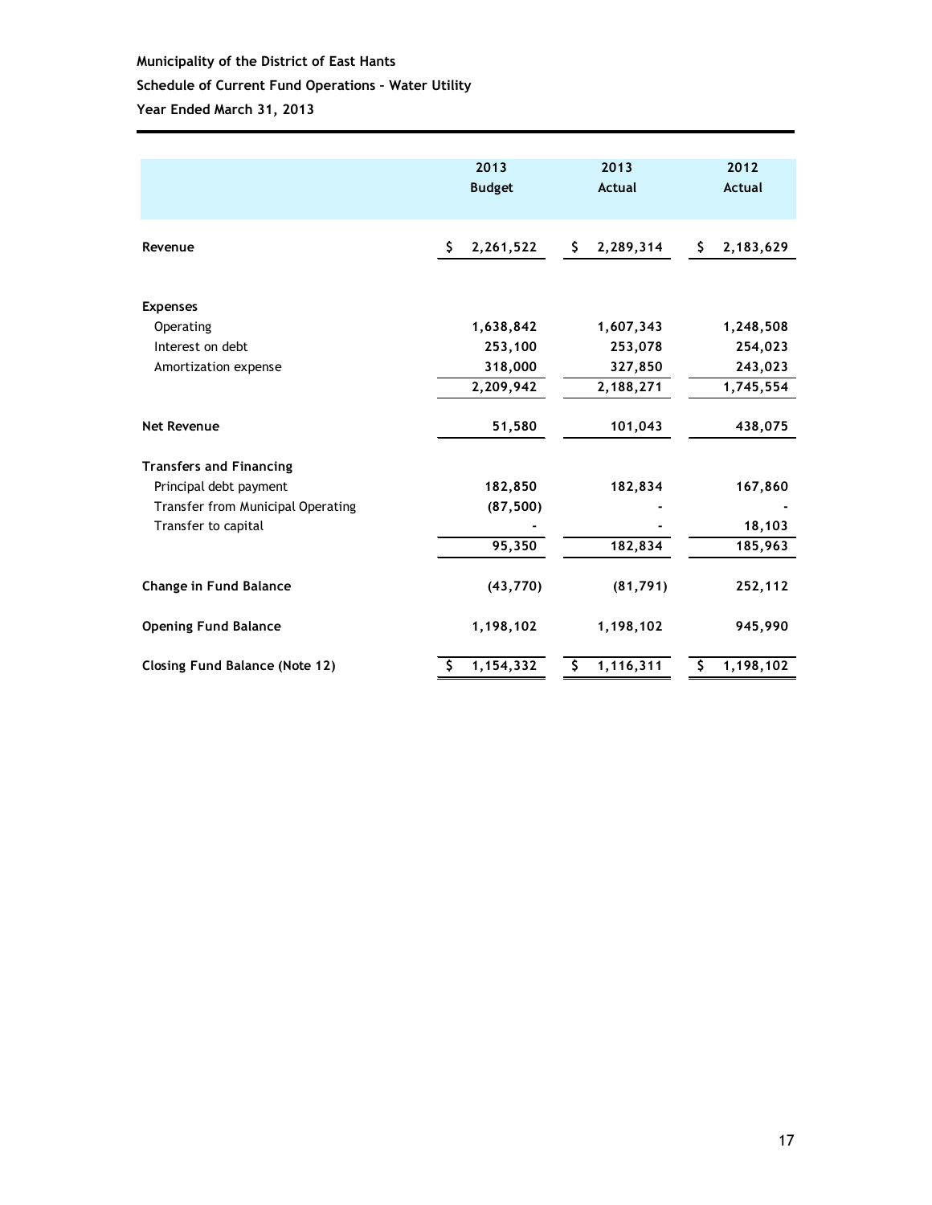**Municipality of the District of East Hants**

**Schedule of Current Fund Operations – Water Utility**

**Year Ended March 31, 2013**

| | 2013 Budget | 2013 Actual | 2012 Actual |
|---|---|---|---|
| **Revenue** | $ 2,261,522 | $ 2,289,314 | $ 2,183,629 |
| | | | |
| **Expenses** | | | |
| Operating | 1,638,842 | 1,607,343 | 1,248,508 |
| Interest on debt | 253,100 | 253,078 | 254,023 |
| Amortization expense | 318,000 | 327,850 | 243,023 |
| | 2,209,942 | 2,188,271 | 1,745,554 |
| | | | |
| **Net Revenue** | 51,580 | 101,043 | 438,075 |
| | | | |
| **Transfers and Financing** | | | |
| Principal debt payment | 182,850 | 182,834 | 167,860 |
| Transfer from Municipal Operating | (87,500) | - | - |
| Transfer to capital | - | - | 18,103 |
| | 95,350 | 182,834 | 185,963 |
| | | | |
| **Change in Fund Balance** | (43,770) | (81,791) | 252,112 |
| | | | |
| **Opening Fund Balance** | 1,198,102 | 1,198,102 | 945,990 |
| | | | |
| **Closing Fund Balance (Note 12)** | $ 1,154,332 | $ 1,116,311 | $ 1,198,102 |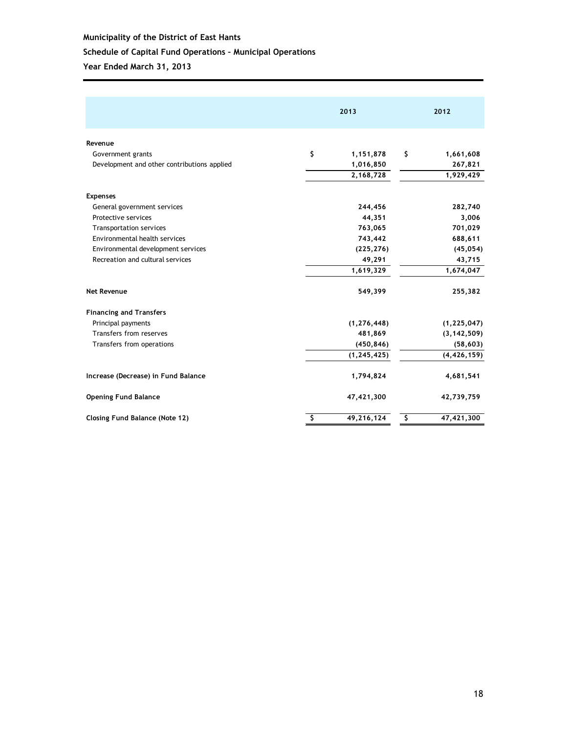**Municipality of the District of East Hants**

**Schedule of Capital Fund Operations – Municipal Operations**

**Year Ended March 31, 2013**

| | 2013 | 2012 |
|---|---|---|
| **Revenue** | | |
| Government grants | $ 1,151,878 | $ 1,661,608 |
| Development and other contributions applied | 1,016,850 | 267,821 |
| | 2,168,728 | 1,929,429 |
| **Expenses** | | |
| General government services | 244,456 | 282,740 |
| Protective services | 44,351 | 3,006 |
| Transportation services | 763,065 | 701,029 |
| Environmental health services | 743,442 | 688,611 |
| Environmental development services | (225,276) | (45,054) |
| Recreation and cultural services | 49,291 | 43,715 |
| | 1,619,329 | 1,674,047 |
| **Net Revenue** | 549,399 | 255,382 |
| **Financing and Transfers** | | |
| Principal payments | (1,276,448) | (1,225,047) |
| Transfers from reserves | 481,869 | (3,142,509) |
| Transfers from operations | (450,846) | (58,603) |
| | (1,245,425) | (4,426,159) |
| **Increase (Decrease) in Fund Balance** | 1,794,824 | 4,681,541 |
| **Opening Fund Balance** | 47,421,300 | 42,739,759 |
| **Closing Fund Balance (Note 12)** | $ 49,216,124 | $ 47,421,300 |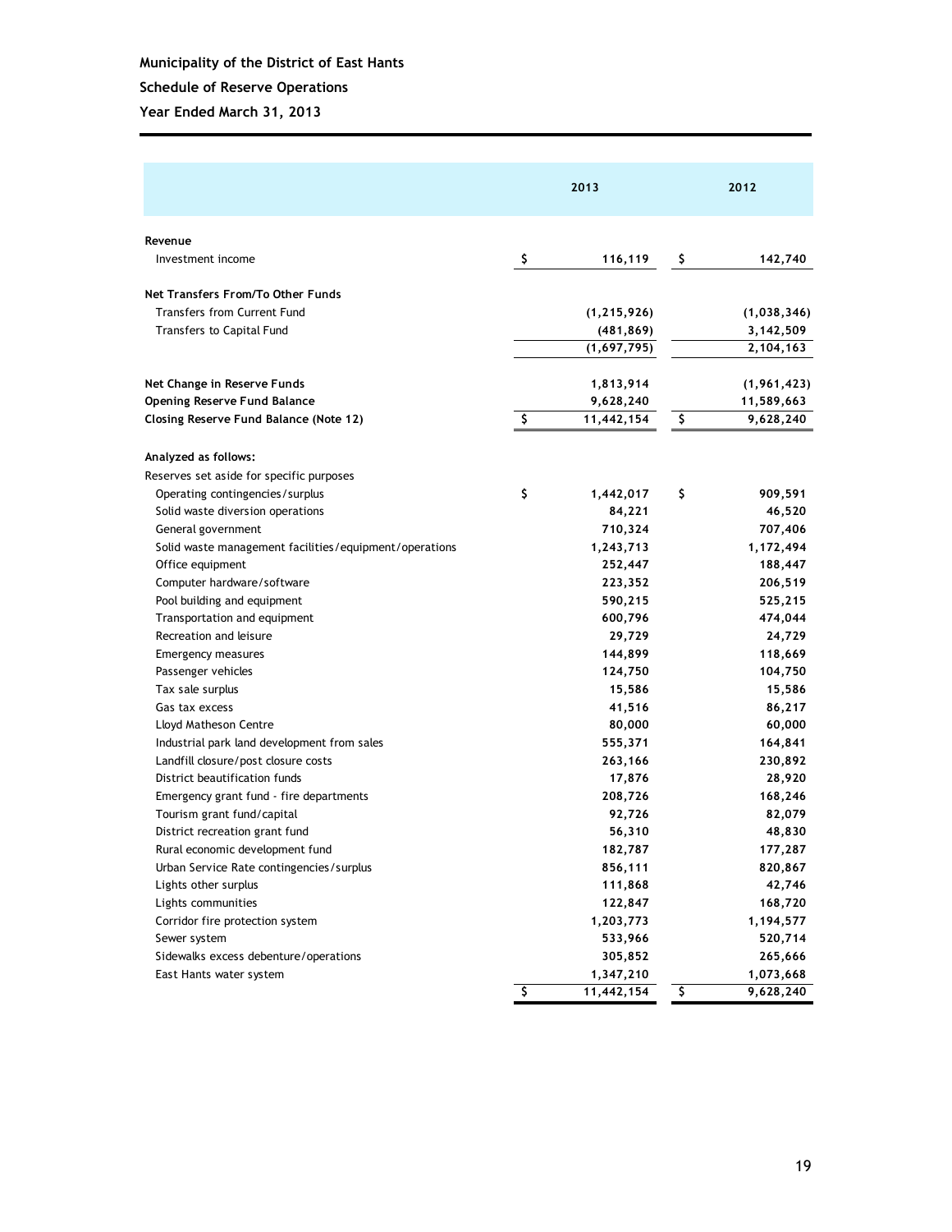**Municipality of the District of East Hants**

**Schedule of Reserve Operations**

**Year Ended March 31, 2013**

| | 2013 | 2012 |
|---|---|---|
| **Revenue** | | |
| Investment income | $ 116,119 | $ 142,740 |
| | | |
| **Net Transfers From/To Other Funds** | | |
| Transfers from Current Fund | (1,215,926) | (1,038,346) |
| Transfers to Capital Fund | (481,869) | 3,142,509 |
| | (1,697,795) | 2,104,163 |
| | | |
| **Net Change in Reserve Funds** | 1,813,914 | (1,961,423) |
| **Opening Reserve Fund Balance** | 9,628,240 | 11,589,663 |
| **Closing Reserve Fund Balance (Note 12)** | $ 11,442,154 | $ 9,628,240 |
| | | |
| **Analyzed as follows:** | | |
| Reserves set aside for specific purposes | | |
| Operating contingencies/surplus | $ 1,442,017 | $ 909,591 |
| Solid waste diversion operations | 84,221 | 46,520 |
| General government | 710,324 | 707,406 |
| Solid waste management facilities/equipment/operations | 1,243,713 | 1,172,494 |
| Office equipment | 252,447 | 188,447 |
| Computer hardware/software | 223,352 | 206,519 |
| Pool building and equipment | 590,215 | 525,215 |
| Transportation and equipment | 600,796 | 474,044 |
| Recreation and leisure | 29,729 | 24,729 |
| Emergency measures | 144,899 | 118,669 |
| Passenger vehicles | 124,750 | 104,750 |
| Tax sale surplus | 15,586 | 15,586 |
| Gas tax excess | 41,516 | 86,217 |
| Lloyd Matheson Centre | 80,000 | 60,000 |
| Industrial park land development from sales | 555,371 | 164,841 |
| Landfill closure/post closure costs | 263,166 | 230,892 |
| District beautification funds | 17,876 | 28,920 |
| Emergency grant fund - fire departments | 208,726 | 168,246 |
| Tourism grant fund/capital | 92,726 | 82,079 |
| District recreation grant fund | 56,310 | 48,830 |
| Rural economic development fund | 182,787 | 177,287 |
| Urban Service Rate contingencies/surplus | 856,111 | 820,867 |
| Lights other surplus | 111,868 | 42,746 |
| Lights communities | 122,847 | 168,720 |
| Corridor fire protection system | 1,203,773 | 1,194,577 |
| Sewer system | 533,966 | 520,714 |
| Sidewalks excess debenture/operations | 305,852 | 265,666 |
| East Hants water system | 1,347,210 | 1,073,668 |
| | $ 11,442,154 | $ 9,628,240 |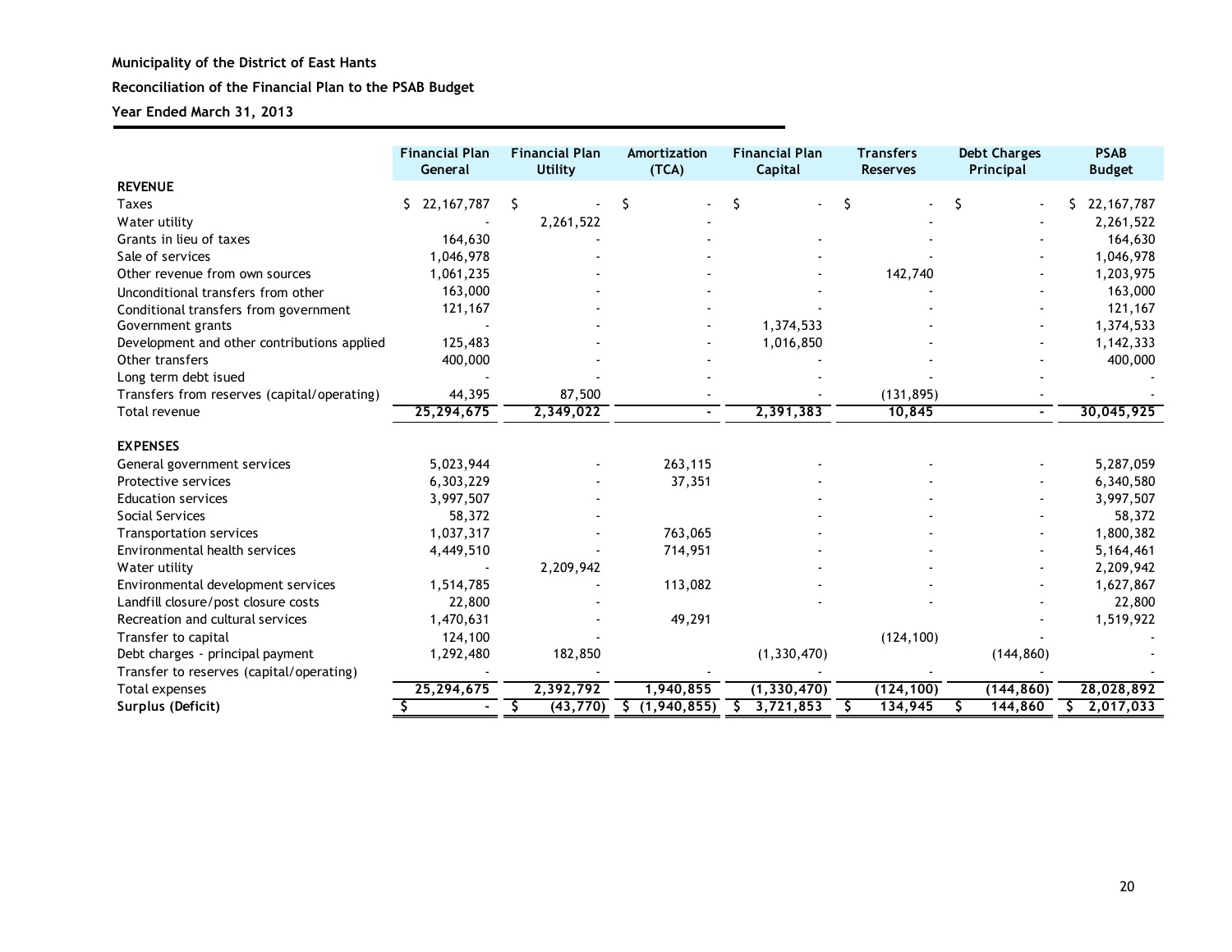**Municipality of the District of East Hants**

**Reconciliation of the Financial Plan to the PSAB Budget**

**Year Ended March 31, 2013**

| | Financial Plan General | Financial Plan Utility | Amortization (TCA) | Financial Plan Capital | Transfers Reserves | Debt Charges Principal | PSAB Budget |
|---|---|---|---|---|---|---|---|
| **REVENUE** | | | | | | | |
| Taxes | $ 22,167,787 | $ - | $ - | $ - | $ - | $ - | $ 22,167,787 |
| Water utility | - | 2,261,522 | - | | - | - | 2,261,522 |
| Grants in lieu of taxes | 164,630 | - | - | - | - | - | 164,630 |
| Sale of services | 1,046,978 | - | - | - | - | - | 1,046,978 |
| Other revenue from own sources | 1,061,235 | - | - | - | 142,740 | - | 1,203,975 |
| Unconditional transfers from other | 163,000 | - | - | - | - | - | 163,000 |
| Conditional transfers from government | 121,167 | - | - | - | - | - | 121,167 |
| Government grants | - | - | - | 1,374,533 | - | - | 1,374,533 |
| Development and other contributions applied | 125,483 | - | - | 1,016,850 | - | - | 1,142,333 |
| Other transfers | 400,000 | - | - | - | - | - | 400,000 |
| Long term debt isued | - | - | - | - | - | - | - |
| Transfers from reserves (capital/operating) | 44,395 | 87,500 | - | - | (131,895) | - | - |
| Total revenue | 25,294,675 | 2,349,022 | - | 2,391,383 | 10,845 | - | 30,045,925 |
| **EXPENSES** | | | | | | | |
| General government services | 5,023,944 | - | 263,115 | - | - | - | 5,287,059 |
| Protective services | 6,303,229 | - | 37,351 | - | - | - | 6,340,580 |
| Education services | 3,997,507 | - | | - | - | - | 3,997,507 |
| Social Services | 58,372 | - | | - | - | - | 58,372 |
| Transportation services | 1,037,317 | - | 763,065 | - | - | - | 1,800,382 |
| Environmental health services | 4,449,510 | - | 714,951 | - | - | - | 5,164,461 |
| Water utility | - | 2,209,942 | | - | - | - | 2,209,942 |
| Environmental development services | 1,514,785 | - | 113,082 | - | - | - | 1,627,867 |
| Landfill closure/post closure costs | 22,800 | - | | - | - | - | 22,800 |
| Recreation and cultural services | 1,470,631 | - | 49,291 | | | - | 1,519,922 |
| Transfer to capital | 124,100 | - | | | (124,100) | | - |
| Debt charges - principal payment | 1,292,480 | 182,850 | | (1,330,470) | | (144,860) | - |
| Transfer to reserves (capital/operating) | - | - | - | - | - | - | - |
| Total expenses | 25,294,675 | 2,392,792 | 1,940,855 | (1,330,470) | (124,100) | (144,860) | 28,028,892 |
| **Surplus (Deficit)** | $ - | $ (43,770) | $ (1,940,855) | $ 3,721,853 | $ 134,945 | $ 144,860 | $ 2,017,033 |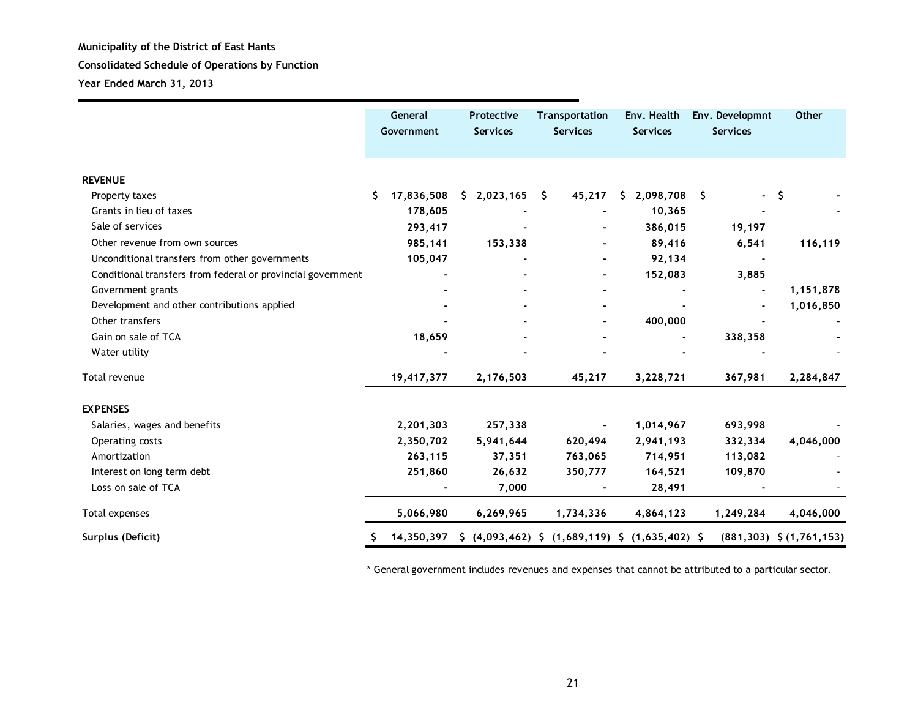**Municipality of the District of East Hants**

**Consolidated Schedule of Operations by Function**

**Year Ended March 31, 2013**

| | General Government | Protective Services | Transportation Services | Env. Health Services | Env. Developmnt Services | Other |
|---|---|---|---|---|---|---|
| **REVENUE** | | | | | | |
| Property taxes | $ 17,836,508 | $ 2,023,165 | $ 45,217 | $ 2,098,708 | $ - | $ - |
| Grants in lieu of taxes | 178,605 | - | - | 10,365 | - | - |
| Sale of services | 293,417 | - | - | 386,015 | 19,197 | |
| Other revenue from own sources | 985,141 | 153,338 | - | 89,416 | 6,541 | 116,119 |
| Unconditional transfers from other governments | 105,047 | - | - | 92,134 | - | |
| Conditional transfers from federal or provincial government | - | - | - | 152,083 | 3,885 | |
| Government grants | - | - | - | - | - | 1,151,878 |
| Development and other contributions applied | - | - | - | - | - | 1,016,850 |
| Other transfers | - | - | - | 400,000 | - | - |
| Gain on sale of TCA | 18,659 | - | - | - | 338,358 | - |
| Water utility | - | - | - | - | - | - |
| Total revenue | 19,417,377 | 2,176,503 | 45,217 | 3,228,721 | 367,981 | 2,284,847 |
| **EXPENSES** | | | | | | |
| Salaries, wages and benefits | 2,201,303 | 257,338 | - | 1,014,967 | 693,998 | - |
| Operating costs | 2,350,702 | 5,941,644 | 620,494 | 2,941,193 | 332,334 | 4,046,000 |
| Amortization | 263,115 | 37,351 | 763,065 | 714,951 | 113,082 | - |
| Interest on long term debt | 251,860 | 26,632 | 350,777 | 164,521 | 109,870 | - |
| Loss on sale of TCA | - | 7,000 | - | 28,491 | - | - |
| Total expenses | 5,066,980 | 6,269,965 | 1,734,336 | 4,864,123 | 1,249,284 | 4,046,000 |
| **Surplus (Deficit)** | $ 14,350,397 | $ (4,093,462) | $ (1,689,119) | $ (1,635,402) | $ (881,303) | $ (1,761,153) |

* General government includes revenues and expenses that cannot be attributed to a particular sector.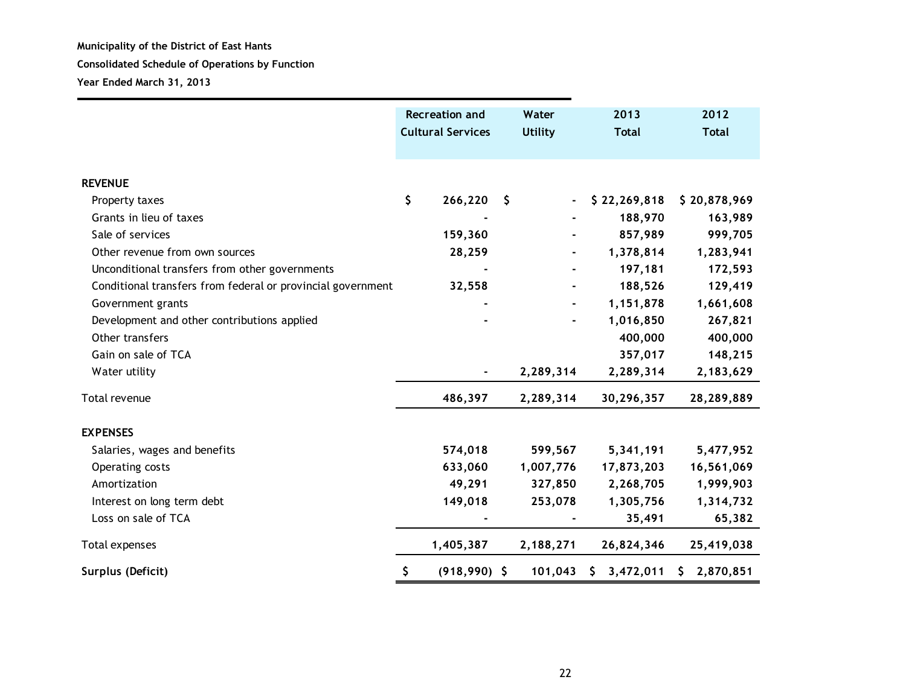**Municipality of the District of East Hants**

**Consolidated Schedule of Operations by Function**

**Year Ended March 31, 2013**

| | Recreation and Cultural Services | Water Utility | 2013 Total | 2012 Total |
|---|---|---|---|---|
| **REVENUE** | | | | |
| Property taxes | $ 266,220 | $ - | $ 22,269,818 | $ 20,878,969 |
| Grants in lieu of taxes | - | - | 188,970 | 163,989 |
| Sale of services | 159,360 | - | 857,989 | 999,705 |
| Other revenue from own sources | 28,259 | - | 1,378,814 | 1,283,941 |
| Unconditional transfers from other governments | - | - | 197,181 | 172,593 |
| Conditional transfers from federal or provincial government | 32,558 | - | 188,526 | 129,419 |
| Government grants | - | - | 1,151,878 | 1,661,608 |
| Development and other contributions applied | - | - | 1,016,850 | 267,821 |
| Other transfers | | | 400,000 | 400,000 |
| Gain on sale of TCA | | | 357,017 | 148,215 |
| Water utility | - | 2,289,314 | 2,289,314 | 2,183,629 |
| Total revenue | 486,397 | 2,289,314 | 30,296,357 | 28,289,889 |
| **EXPENSES** | | | | |
| Salaries, wages and benefits | 574,018 | 599,567 | 5,341,191 | 5,477,952 |
| Operating costs | 633,060 | 1,007,776 | 17,873,203 | 16,561,069 |
| Amortization | 49,291 | 327,850 | 2,268,705 | 1,999,903 |
| Interest on long term debt | 149,018 | 253,078 | 1,305,756 | 1,314,732 |
| Loss on sale of TCA | - | - | 35,491 | 65,382 |
| Total expenses | 1,405,387 | 2,188,271 | 26,824,346 | 25,419,038 |
| **Surplus (Deficit)** | $ (918,990) | $ 101,043 | $ 3,472,011 | $ 2,870,851 |